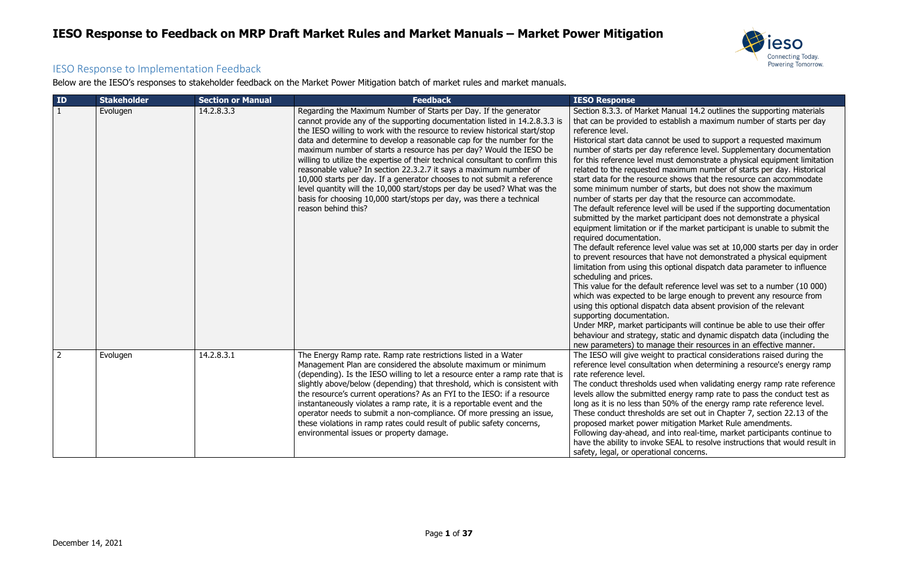# IESO Response to Feedback on MRP Draft Market Rules and Market Manuals – Market Power Mitigation

## IESO Response to Implementation Feedback

Below are the IESO's responses to stakeholder feedback on the Market Power Mitigation batch of market rules and market manuals.

| ID | Stakeholder | Section or Manual | Feedback | IESO Response |
|---|---|---|---|---|
| 1 | Evolugen | 14.2.8.3.3 | Regarding the Maximum Number of Starts per Day. If the generator cannot provide any of the supporting documentation listed in 14.2.8.3.3 is the IESO willing to work with the resource to review historical start/stop data and determine to develop a reasonable cap for the number for the maximum number of starts a resource has per day? Would the IESO be willing to utilize the expertise of their technical consultant to confirm this reasonable value? In section 22.3.2.7 it says a maximum number of 10,000 starts per day. If a generator chooses to not submit a reference level quantity will the 10,000 start/stops per day be used? What was the basis for choosing 10,000 start/stops per day, was there a technical reason behind this? | Section 8.3.3. of Market Manual 14.2 outlines the supporting materials that can be provided to establish a maximum number of starts per day reference level.<br>Historical start data cannot be used to support a requested maximum number of starts per day reference level. Supplementary documentation for this reference level must demonstrate a physical equipment limitation related to the requested maximum number of starts per day. Historical start data for the resource shows that the resource can accommodate some minimum number of starts, but does not show the maximum number of starts per day that the resource can accommodate.<br>The default reference level will be used if the supporting documentation submitted by the market participant does not demonstrate a physical equipment limitation or if the market participant is unable to submit the required documentation.<br>The default reference level value was set at 10,000 starts per day in order to prevent resources that have not demonstrated a physical equipment limitation from using this optional dispatch data parameter to influence scheduling and prices.<br>This value for the default reference level was set to a number (10 000) which was expected to be large enough to prevent any resource from using this optional dispatch data absent provision of the relevant supporting documentation.<br>Under MRP, market participants will continue be able to use their offer behaviour and strategy, static and dynamic dispatch data (including the new parameters) to manage their resources in an effective manner. |
| 2 | Evolugen | 14.2.8.3.1 | The Energy Ramp rate. Ramp rate restrictions listed in a Water Management Plan are considered the absolute maximum or minimum (depending). Is the IESO willing to let a resource enter a ramp rate that is slightly above/below (depending) that threshold, which is consistent with the resource's current operations? As an FYI to the IESO: if a resource instantaneously violates a ramp rate, it is a reportable event and the operator needs to submit a non-compliance. Of more pressing an issue, these violations in ramp rates could result of public safety concerns, environmental issues or property damage. | The IESO will give weight to practical considerations raised during the reference level consultation when determining a resource's energy ramp rate reference level.<br>The conduct thresholds used when validating energy ramp rate reference levels allow the submitted energy ramp rate to pass the conduct test as long as it is no less than 50% of the energy ramp rate reference level. These conduct thresholds are set out in Chapter 7, section 22.13 of the proposed market power mitigation Market Rule amendments.<br>Following day-ahead, and into real-time, market participants continue to have the ability to invoke SEAL to resolve instructions that would result in safety, legal, or operational concerns. |

December 14, 2021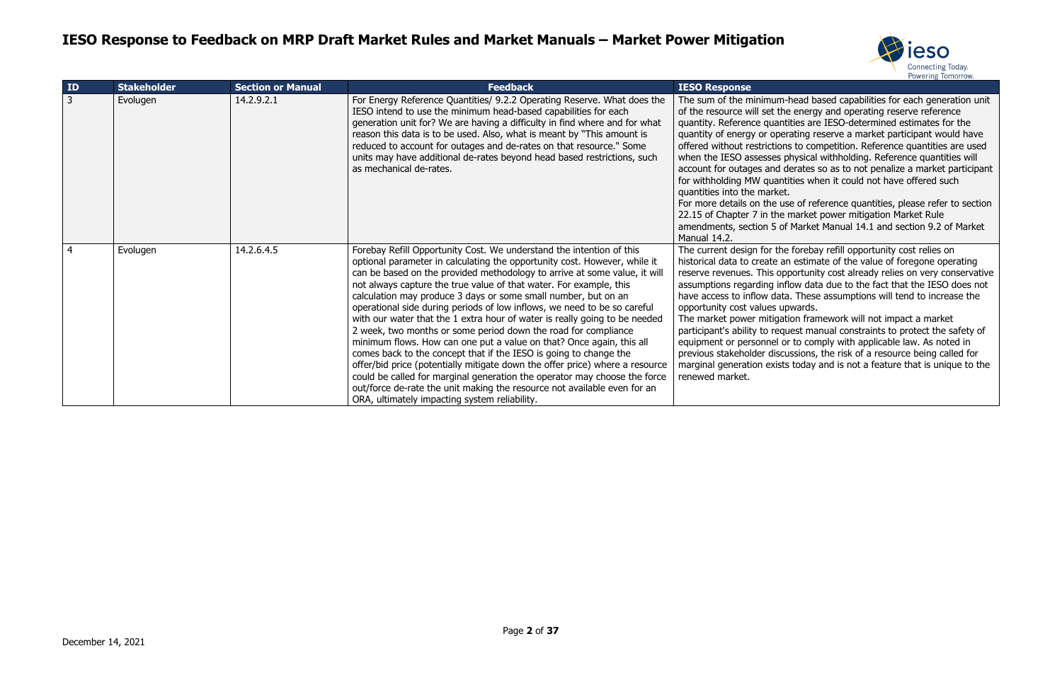# IESO Response to Feedback on MRP Draft Market Rules and Market Manuals – Market Power Mitigation

| ID | Stakeholder | Section or Manual | Feedback | IESO Response |
|---|---|---|---|---|
| 3 | Evolugen | 14.2.9.2.1 | For Energy Reference Quantities/ 9.2.2 Operating Reserve. What does the IESO intend to use the minimum head-based capabilities for each generation unit for? We are having a difficulty in find where and for what reason this data is to be used. Also, what is meant by "This amount is reduced to account for outages and de-rates on that resource." Some units may have additional de-rates beyond head based restrictions, such as mechanical de-rates. | The sum of the minimum-head based capabilities for each generation unit of the resource will set the energy and operating reserve reference quantity. Reference quantities are IESO-determined estimates for the quantity of energy or operating reserve a market participant would have offered without restrictions to competition. Reference quantities are used when the IESO assesses physical withholding. Reference quantities will account for outages and derates so as to not penalize a market participant for withholding MW quantities when it could not have offered such quantities into the market.<br>For more details on the use of reference quantities, please refer to section 22.15 of Chapter 7 in the market power mitigation Market Rule amendments, section 5 of Market Manual 14.1 and section 9.2 of Market Manual 14.2. |
| 4 | Evolugen | 14.2.6.4.5 | Forebay Refill Opportunity Cost. We understand the intention of this optional parameter in calculating the opportunity cost. However, while it can be based on the provided methodology to arrive at some value, it will not always capture the true value of that water. For example, this calculation may produce 3 days or some small number, but on an operational side during periods of low inflows, we need to be so careful with our water that the 1 extra hour of water is really going to be needed 2 week, two months or some period down the road for compliance minimum flows. How can one put a value on that? Once again, this all comes back to the concept that if the IESO is going to change the offer/bid price (potentially mitigate down the offer price) where a resource could be called for marginal generation the operator may choose the force out/force de-rate the unit making the resource not available even for an ORA, ultimately impacting system reliability. | The current design for the forebay refill opportunity cost relies on historical data to create an estimate of the value of foregone operating reserve revenues. This opportunity cost already relies on very conservative assumptions regarding inflow data due to the fact that the IESO does not have access to inflow data. These assumptions will tend to increase the opportunity cost values upwards.<br>The market power mitigation framework will not impact a market participant's ability to request manual constraints to protect the safety of equipment or personnel or to comply with applicable law. As noted in previous stakeholder discussions, the risk of a resource being called for marginal generation exists today and is not a feature that is unique to the renewed market. |

December 14, 2021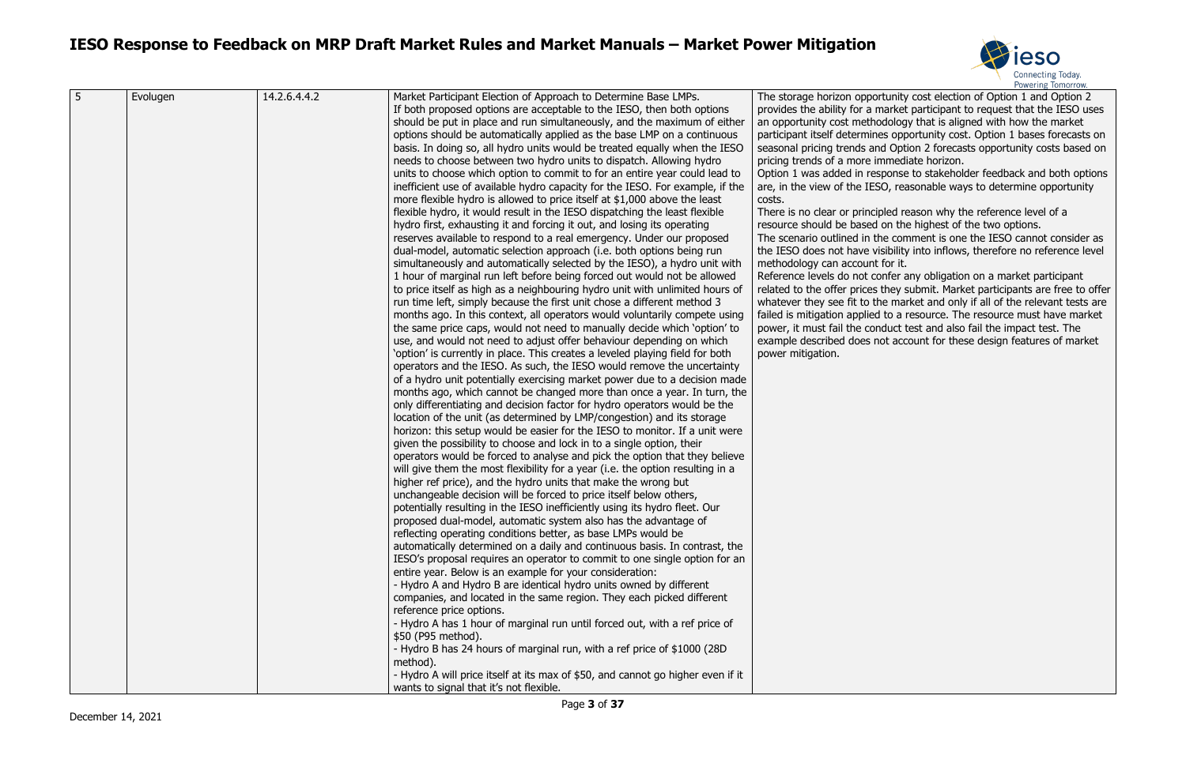# IESO Response to Feedback on MRP Draft Market Rules and Market Manuals – Market Power Mitigation

| 5 | Evolugen | 14.2.6.4.4.2 | Market Participant Election of Approach to Determine Base LMPs.<br>If both proposed options are acceptable to the IESO, then both options should be put in place and run simultaneously, and the maximum of either options should be automatically applied as the base LMP on a continuous basis. In doing so, all hydro units would be treated equally when the IESO needs to choose between two hydro units to dispatch. Allowing hydro units to choose which option to commit to for an entire year could lead to inefficient use of available hydro capacity for the IESO. For example, if the more flexible hydro is allowed to price itself at $1,000 above the least flexible hydro, it would result in the IESO dispatching the least flexible hydro first, exhausting it and forcing it out, and losing its operating reserves available to respond to a real emergency. Under our proposed dual-model, automatic selection approach (i.e. both options being run simultaneously and automatically selected by the IESO), a hydro unit with 1 hour of marginal run left before being forced out would not be allowed to price itself as high as a neighbouring hydro unit with unlimited hours of run time left, simply because the first unit chose a different method 3 months ago. In this context, all operators would voluntarily compete using the same price caps, would not need to manually decide which 'option' to use, and would not need to adjust offer behaviour depending on which 'option' is currently in place. This creates a leveled playing field for both operators and the IESO. As such, the IESO would remove the uncertainty of a hydro unit potentially exercising market power due to a decision made months ago, which cannot be changed more than once a year. In turn, the only differentiating and decision factor for hydro operators would be the location of the unit (as determined by LMP/congestion) and its storage horizon: this setup would be easier for the IESO to monitor. If a unit were given the possibility to choose and lock in to a single option, their operators would be forced to analyse and pick the option that they believe will give them the most flexibility for a year (i.e. the option resulting in a higher ref price), and the hydro units that make the wrong but unchangeable decision will be forced to price itself below others, potentially resulting in the IESO inefficiently using its hydro fleet. Our proposed dual-model, automatic system also has the advantage of reflecting operating conditions better, as base LMPs would be automatically determined on a daily and continuous basis. In contrast, the IESO's proposal requires an operator to commit to one single option for an entire year. Below is an example for your consideration:<br>- Hydro A and Hydro B are identical hydro units owned by different companies, and located in the same region. They each picked different reference price options.<br>- Hydro A has 1 hour of marginal run until forced out, with a ref price of $50 (P95 method).<br>- Hydro B has 24 hours of marginal run, with a ref price of $1000 (28D method).<br>- Hydro A will price itself at its max of $50, and cannot go higher even if it wants to signal that it's not flexible. | The storage horizon opportunity cost election of Option 1 and Option 2 provides the ability for a market participant to request that the IESO uses an opportunity cost methodology that is aligned with how the market participant itself determines opportunity cost. Option 1 bases forecasts on seasonal pricing trends and Option 2 forecasts opportunity costs based on pricing trends of a more immediate horizon.<br>Option 1 was added in response to stakeholder feedback and both options are, in the view of the IESO, reasonable ways to determine opportunity costs.<br>There is no clear or principled reason why the reference level of a resource should be based on the highest of the two options.<br>The scenario outlined in the comment is one the IESO cannot consider as the IESO does not have visibility into inflows, therefore no reference level methodology can account for it.<br>Reference levels do not confer any obligation on a market participant related to the offer prices they submit. Market participants are free to offer whatever they see fit to the market and only if all of the relevant tests are failed is mitigation applied to a resource. The resource must have market power, it must fail the conduct test and also fail the impact test. The example described does not account for these design features of market power mitigation. |
|---|---|---|---|---|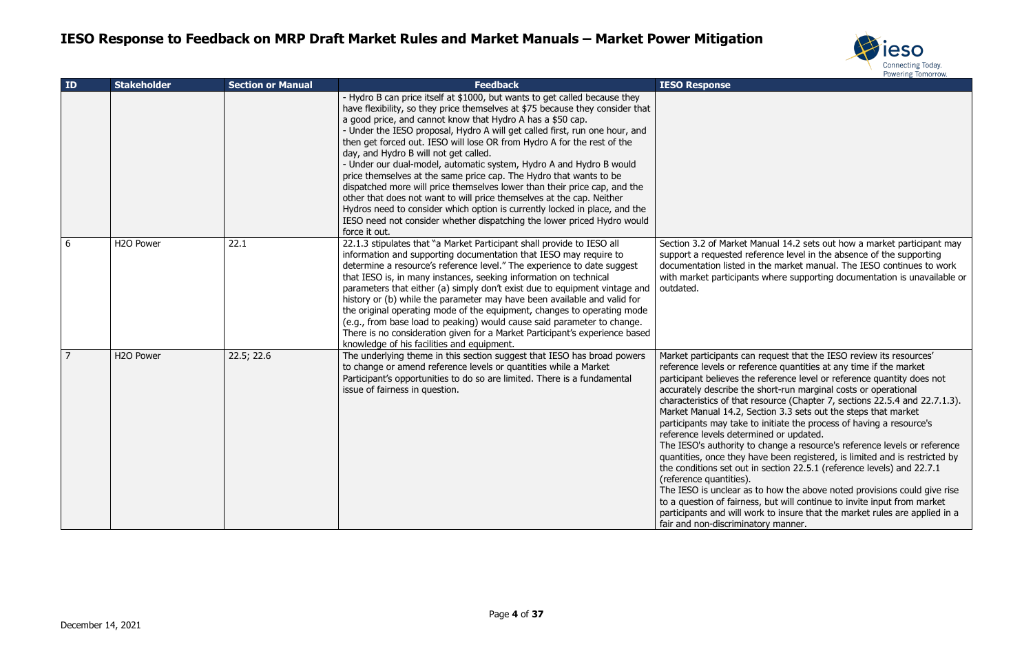# IESO Response to Feedback on MRP Draft Market Rules and Market Manuals – Market Power Mitigation

| ID | Stakeholder | Section or Manual | Feedback | IESO Response |
|---|---|---|---|---|
| | | | - Hydro B can price itself at $1000, but wants to get called because they have flexibility, so they price themselves at $75 because they consider that a good price, and cannot know that Hydro A has a $50 cap.<br>- Under the IESO proposal, Hydro A will get called first, run one hour, and then get forced out. IESO will lose OR from Hydro A for the rest of the day, and Hydro B will not get called.<br>- Under our dual-model, automatic system, Hydro A and Hydro B would price themselves at the same price cap. The Hydro that wants to be dispatched more will price themselves lower than their price cap, and the other that does not want to will price themselves at the cap. Neither Hydros need to consider which option is currently locked in place, and the IESO need not consider whether dispatching the lower priced Hydro would force it out. | |
| 6 | H2O Power | 22.1 | 22.1.3 stipulates that "a Market Participant shall provide to IESO all information and supporting documentation that IESO may require to determine a resource's reference level." The experience to date suggest that IESO is, in many instances, seeking information on technical parameters that either (a) simply don't exist due to equipment vintage and history or (b) while the parameter may have been available and valid for the original operating mode of the equipment, changes to operating mode (e.g., from base load to peaking) would cause said parameter to change. There is no consideration given for a Market Participant's experience based knowledge of his facilities and equipment. | Section 3.2 of Market Manual 14.2 sets out how a market participant may support a requested reference level in the absence of the supporting documentation listed in the market manual. The IESO continues to work with market participants where supporting documentation is unavailable or outdated. |
| 7 | H2O Power | 22.5; 22.6 | The underlying theme in this section suggest that IESO has broad powers to change or amend reference levels or quantities while a Market Participant's opportunities to do so are limited. There is a fundamental issue of fairness in question. | Market participants can request that the IESO review its resources' reference levels or reference quantities at any time if the market participant believes the reference level or reference quantity does not accurately describe the short-run marginal costs or operational characteristics of that resource (Chapter 7, sections 22.5.4 and 22.7.1.3). Market Manual 14.2, Section 3.3 sets out the steps that market participants may take to initiate the process of having a resource's reference levels determined or updated.<br>The IESO's authority to change a resource's reference levels or reference quantities, once they have been registered, is limited and is restricted by the conditions set out in section 22.5.1 (reference levels) and 22.7.1 (reference quantities).<br>The IESO is unclear as to how the above noted provisions could give rise to a question of fairness, but will continue to invite input from market participants and will work to insure that the market rules are applied in a fair and non-discriminatory manner. |

December 14, 2021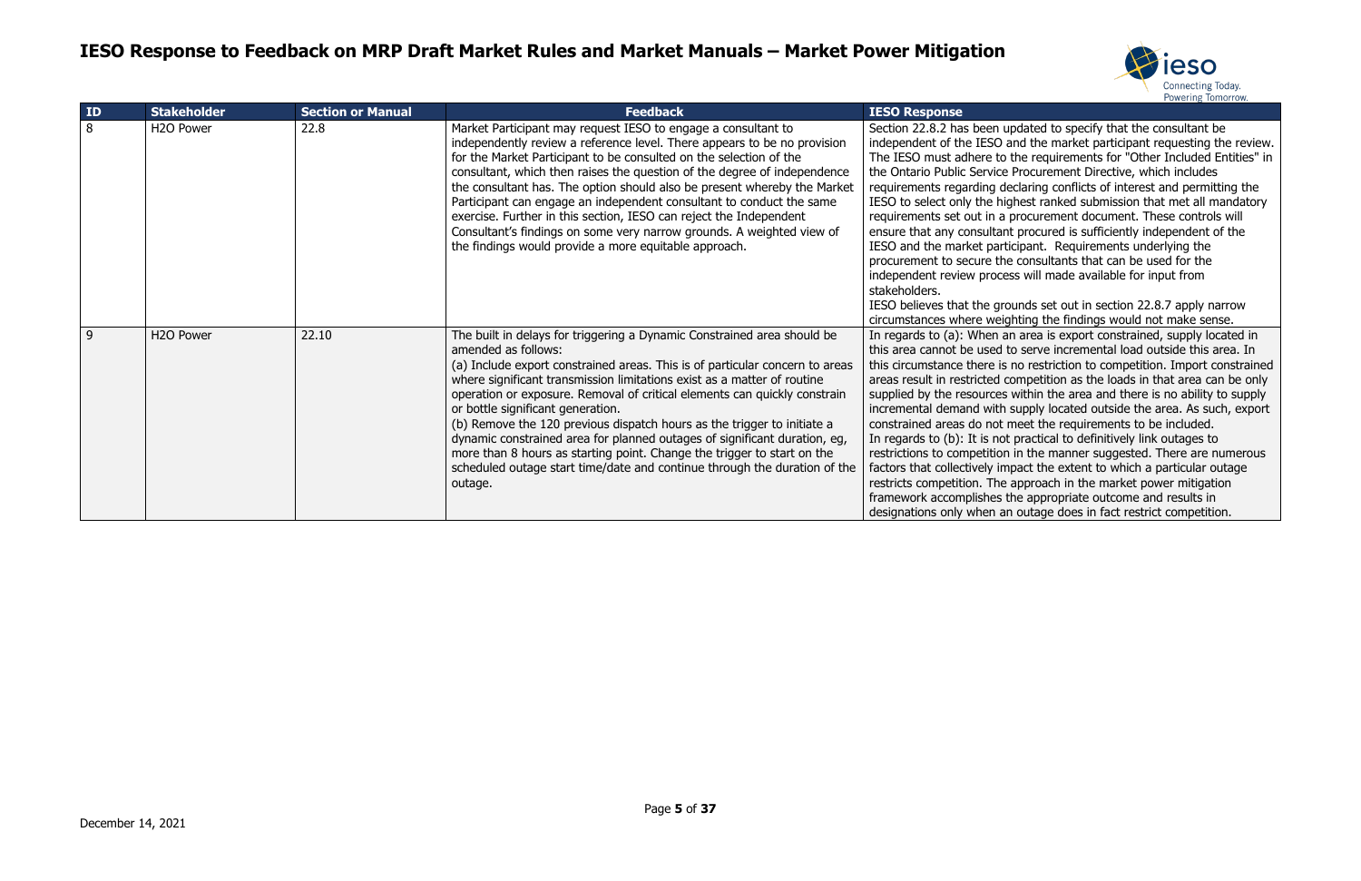# IESO Response to Feedback on MRP Draft Market Rules and Market Manuals – Market Power Mitigation

| ID | Stakeholder | Section or Manual | Feedback | IESO Response |
|---|---|---|---|---|
| 8 | H2O Power | 22.8 | Market Participant may request IESO to engage a consultant to independently review a reference level. There appears to be no provision for the Market Participant to be consulted on the selection of the consultant, which then raises the question of the degree of independence the consultant has. The option should also be present whereby the Market Participant can engage an independent consultant to conduct the same exercise. Further in this section, IESO can reject the Independent Consultant's findings on some very narrow grounds. A weighted view of the findings would provide a more equitable approach. | Section 22.8.2 has been updated to specify that the consultant be independent of the IESO and the market participant requesting the review. The IESO must adhere to the requirements for "Other Included Entities" in the Ontario Public Service Procurement Directive, which includes requirements regarding declaring conflicts of interest and permitting the IESO to select only the highest ranked submission that met all mandatory requirements set out in a procurement document. These controls will ensure that any consultant procured is sufficiently independent of the IESO and the market participant. Requirements underlying the procurement to secure the consultants that can be used for the independent review process will made available for input from stakeholders.<br>IESO believes that the grounds set out in section 22.8.7 apply narrow circumstances where weighting the findings would not make sense. |
| 9 | H2O Power | 22.10 | The built in delays for triggering a Dynamic Constrained area should be amended as follows:<br>(a) Include export constrained areas. This is of particular concern to areas where significant transmission limitations exist as a matter of routine operation or exposure. Removal of critical elements can quickly constrain or bottle significant generation.<br>(b) Remove the 120 previous dispatch hours as the trigger to initiate a dynamic constrained area for planned outages of significant duration, eg, more than 8 hours as starting point. Change the trigger to start on the scheduled outage start time/date and continue through the duration of the outage. | In regards to (a): When an area is export constrained, supply located in this area cannot be used to serve incremental load outside this area. In this circumstance there is no restriction to competition. Import constrained areas result in restricted competition as the loads in that area can be only supplied by the resources within the area and there is no ability to supply incremental demand with supply located outside the area. As such, export constrained areas do not meet the requirements to be included.<br>In regards to (b): It is not practical to definitively link outages to restrictions to competition in the manner suggested. There are numerous factors that collectively impact the extent to which a particular outage restricts competition. The approach in the market power mitigation framework accomplishes the appropriate outcome and results in designations only when an outage does in fact restrict competition. |

December 14, 2021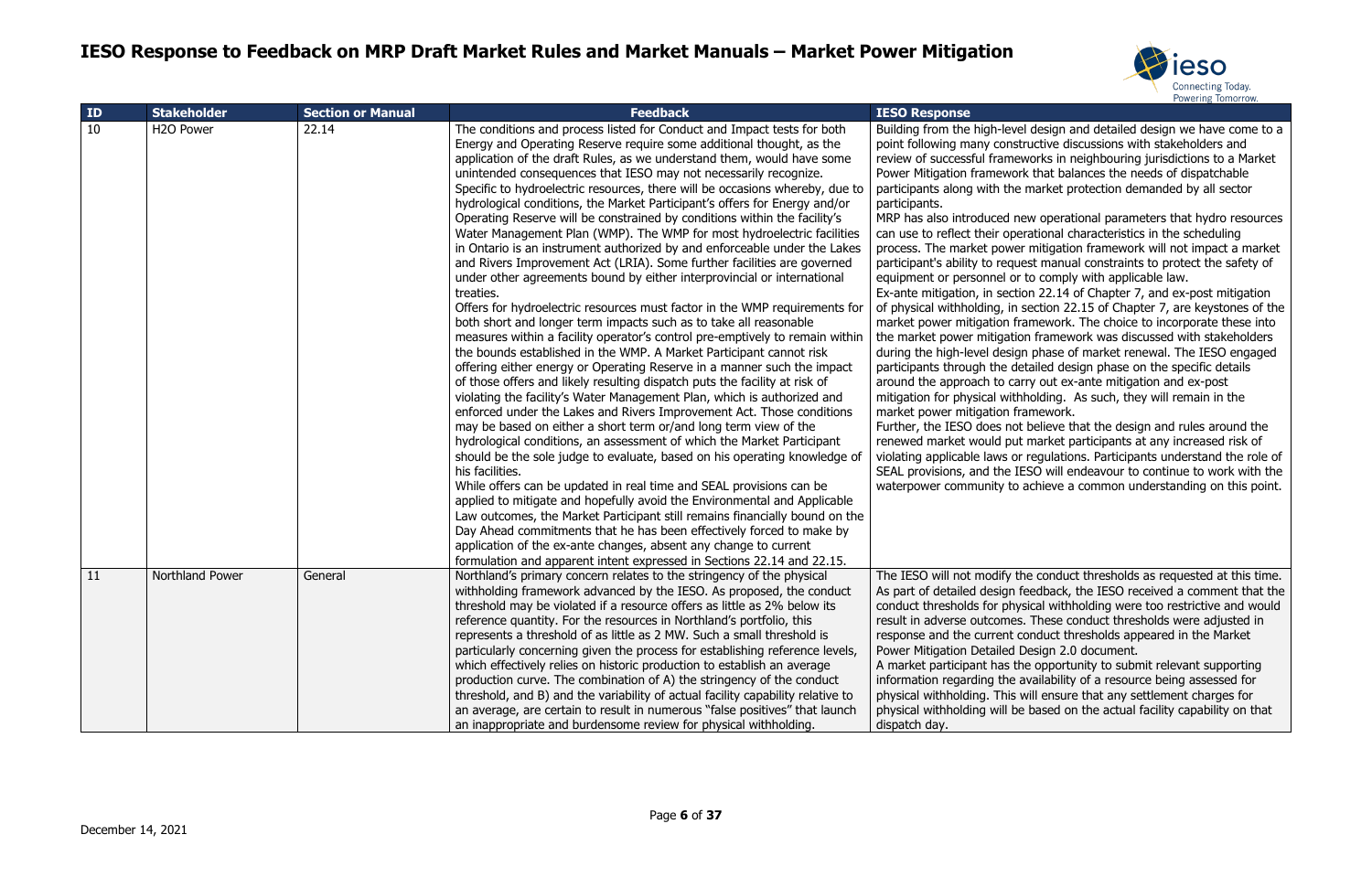# IESO Response to Feedback on MRP Draft Market Rules and Market Manuals – Market Power Mitigation

| ID | Stakeholder | Section or Manual | Feedback | IESO Response |
|---|---|---|---|---|
| 10 | H2O Power | 22.14 | The conditions and process listed for Conduct and Impact tests for both Energy and Operating Reserve require some additional thought, as the application of the draft Rules, as we understand them, would have some unintended consequences that IESO may not necessarily recognize. Specific to hydroelectric resources, there will be occasions whereby, due to hydrological conditions, the Market Participant's offers for Energy and/or Operating Reserve will be constrained by conditions within the facility's Water Management Plan (WMP). The WMP for most hydroelectric facilities in Ontario is an instrument authorized by and enforceable under the Lakes and Rivers Improvement Act (LRIA). Some further facilities are governed under other agreements bound by either interprovincial or international treaties.<br>Offers for hydroelectric resources must factor in the WMP requirements for both short and longer term impacts such as to take all reasonable measures within a facility operator's control pre-emptively to remain within the bounds established in the WMP. A Market Participant cannot risk offering either energy or Operating Reserve in a manner such the impact of those offers and likely resulting dispatch puts the facility at risk of violating the facility's Water Management Plan, which is authorized and enforced under the Lakes and Rivers Improvement Act. Those conditions may be based on either a short term or/and long term view of the hydrological conditions, an assessment of which the Market Participant should be the sole judge to evaluate, based on his operating knowledge of his facilities.<br>While offers can be updated in real time and SEAL provisions can be applied to mitigate and hopefully avoid the Environmental and Applicable Law outcomes, the Market Participant still remains financially bound on the Day Ahead commitments that he has been effectively forced to make by application of the ex-ante changes, absent any change to current formulation and apparent intent expressed in Sections 22.14 and 22.15. | Building from the high-level design and detailed design we have come to a point following many constructive discussions with stakeholders and review of successful frameworks in neighbouring jurisdictions to a Market Power Mitigation framework that balances the needs of dispatchable participants along with the market protection demanded by all sector participants.<br>MRP has also introduced new operational parameters that hydro resources can use to reflect their operational characteristics in the scheduling process. The market power mitigation framework will not impact a market participant's ability to request manual constraints to protect the safety of equipment or personnel or to comply with applicable law.<br>Ex-ante mitigation, in section 22.14 of Chapter 7, and ex-post mitigation of physical withholding, in section 22.15 of Chapter 7, are keystones of the market power mitigation framework. The choice to incorporate these into the market power mitigation framework was discussed with stakeholders during the high-level design phase of market renewal. The IESO engaged participants through the detailed design phase on the specific details around the approach to carry out ex-ante mitigation and ex-post mitigation for physical withholding. As such, they will remain in the market power mitigation framework.<br>Further, the IESO does not believe that the design and rules around the renewed market would put market participants at any increased risk of violating applicable laws or regulations. Participants understand the role of SEAL provisions, and the IESO will endeavour to continue to work with the waterpower community to achieve a common understanding on this point. |
| 11 | Northland Power | General | Northland's primary concern relates to the stringency of the physical withholding framework advanced by the IESO. As proposed, the conduct threshold may be violated if a resource offers as little as 2% below its reference quantity. For the resources in Northland's portfolio, this represents a threshold of as little as 2 MW. Such a small threshold is particularly concerning given the process for establishing reference levels, which effectively relies on historic production to establish an average production curve. The combination of A) the stringency of the conduct threshold, and B) the variability of actual facility capability relative to an average, are certain to result in numerous "false positives" that launch an inappropriate and burdensome review for physical withholding. | The IESO will not modify the conduct thresholds as requested at this time. As part of detailed design feedback, the IESO received a comment that the conduct thresholds for physical withholding were too restrictive and would result in adverse outcomes. These conduct thresholds were adjusted in response and the current conduct thresholds appeared in the Market Power Mitigation Detailed Design 2.0 document.<br>A market participant has the opportunity to submit relevant supporting information regarding the availability of a resource being assessed for physical withholding. This will ensure that any settlement charges for physical withholding will be based on the actual facility capability on that dispatch day. |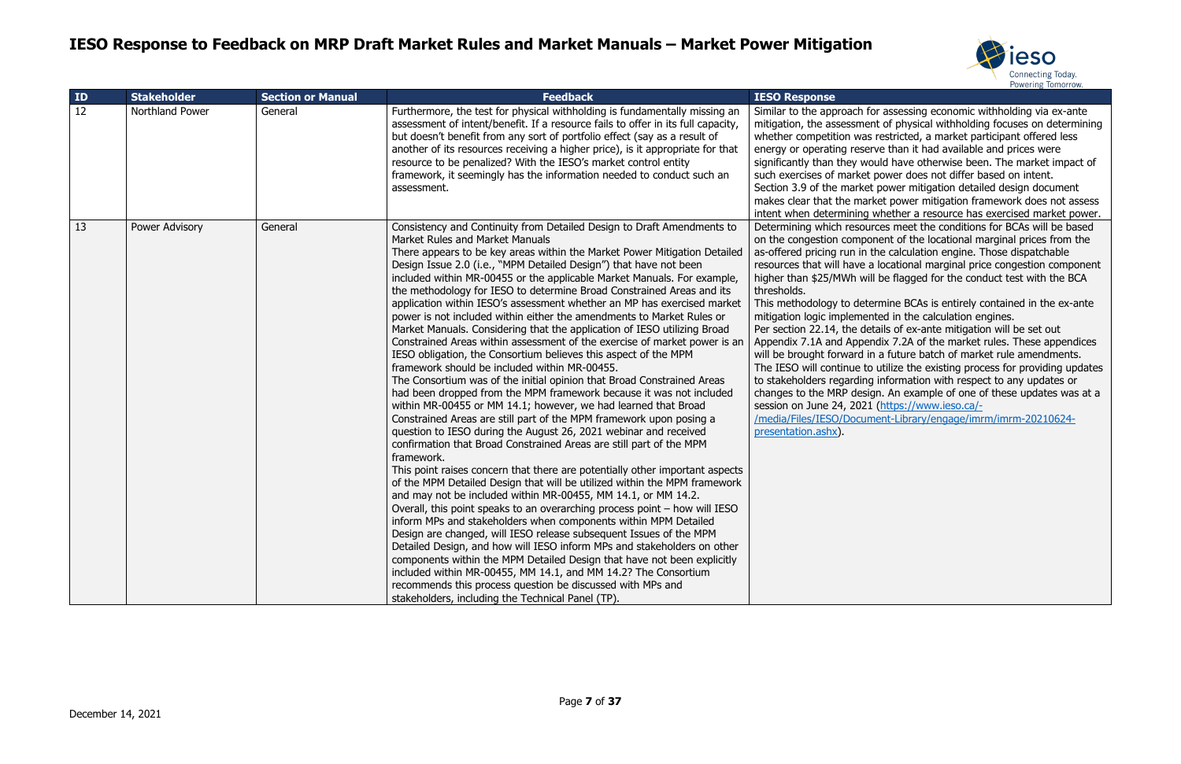# IESO Response to Feedback on MRP Draft Market Rules and Market Manuals – Market Power Mitigation

| ID | Stakeholder | Section or Manual | Feedback | IESO Response |
|---|---|---|---|---|
| 12 | Northland Power | General | Furthermore, the test for physical withholding is fundamentally missing an assessment of intent/benefit. If a resource fails to offer in its full capacity, but doesn't benefit from any sort of portfolio effect (say as a result of another of its resources receiving a higher price), is it appropriate for that resource to be penalized? With the IESO's market control entity framework, it seemingly has the information needed to conduct such an assessment. | Similar to the approach for assessing economic withholding via ex-ante mitigation, the assessment of physical withholding focuses on determining whether competition was restricted, a market participant offered less energy or operating reserve than it had available and prices were significantly than they would have otherwise been. The market impact of such exercises of market power does not differ based on intent.<br>Section 3.9 of the market power mitigation detailed design document makes clear that the market power mitigation framework does not assess intent when determining whether a resource has exercised market power. |
| 13 | Power Advisory | General | Consistency and Continuity from Detailed Design to Draft Amendments to Market Rules and Market Manuals<br>There appears to be key areas within the Market Power Mitigation Detailed Design Issue 2.0 (i.e., "MPM Detailed Design") that have not been included within MR-00455 or the applicable Market Manuals. For example, the methodology for IESO to determine Broad Constrained Areas and its application within IESO's assessment whether an MP has exercised market power is not included within either the amendments to Market Rules or Market Manuals. Considering that the application of IESO utilizing Broad Constrained Areas within assessment of the exercise of market power is an IESO obligation, the Consortium believes this aspect of the MPM framework should be included within MR-00455.<br>The Consortium was of the initial opinion that Broad Constrained Areas had been dropped from the MPM framework because it was not included within MR-00455 or MM 14.1; however, we had learned that Broad Constrained Areas are still part of the MPM framework upon posing a question to IESO during the August 26, 2021 webinar and received confirmation that Broad Constrained Areas are still part of the MPM framework.<br>This point raises concern that there are potentially other important aspects of the MPM Detailed Design that will be utilized within the MPM framework and may not be included within MR-00455, MM 14.1, or MM 14.2.<br>Overall, this point speaks to an overarching process point – how will IESO inform MPs and stakeholders when components within MPM Detailed Design are changed, will IESO release subsequent Issues of the MPM Detailed Design, and how will IESO inform MPs and stakeholders on other components within the MPM Detailed Design that have not been explicitly included within MR-00455, MM 14.1, and MM 14.2? The Consortium recommends this process question be discussed with MPs and stakeholders, including the Technical Panel (TP). | Determining which resources meet the conditions for BCAs will be based on the congestion component of the locational marginal prices from the as-offered pricing run in the calculation engine. Those dispatchable resources that will have a locational marginal price congestion component higher than $25/MWh will be flagged for the conduct test with the BCA thresholds.<br>This methodology to determine BCAs is entirely contained in the ex-ante mitigation logic implemented in the calculation engines.<br>Per section 22.14, the details of ex-ante mitigation will be set out Appendix 7.1A and Appendix 7.2A of the market rules. These appendices will be brought forward in a future batch of market rule amendments.<br>The IESO will continue to utilize the existing process for providing updates to stakeholders regarding information with respect to any updates or changes to the MRP design. An example of one of these updates was at a session on June 24, 2021 (https://www.ieso.ca/-/media/Files/IESO/Document-Library/engage/imrm/imrm-20210624-presentation.ashx). |

December 14, 2021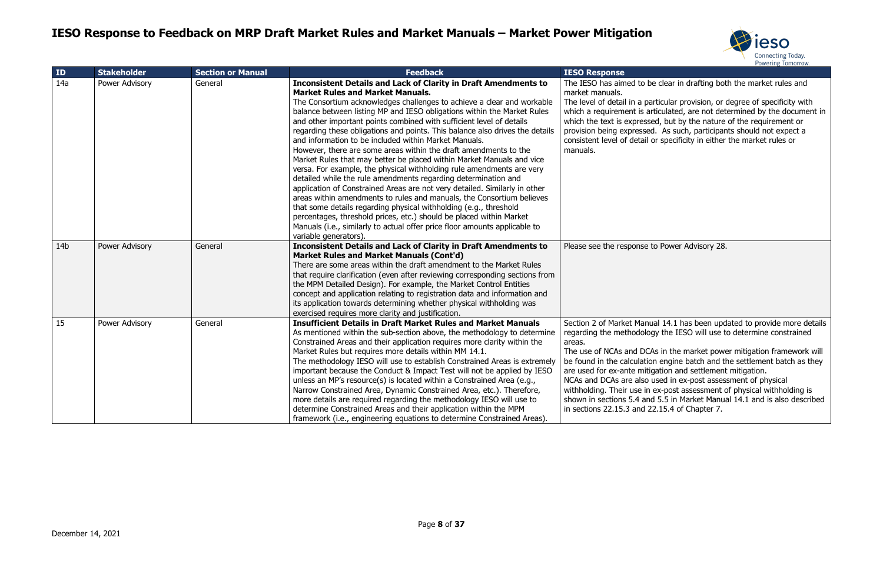# IESO Response to Feedback on MRP Draft Market Rules and Market Manuals – Market Power Mitigation

| ID | Stakeholder | Section or Manual | Feedback | IESO Response |
|---|---|---|---|---|
| 14a | Power Advisory | General | **Inconsistent Details and Lack of Clarity in Draft Amendments to Market Rules and Market Manuals.**<br>The Consortium acknowledges challenges to achieve a clear and workable balance between listing MP and IESO obligations within the Market Rules and other important points combined with sufficient level of details regarding these obligations and points. This balance also drives the details and information to be included within Market Manuals.<br>However, there are some areas within the draft amendments to the Market Rules that may better be placed within Market Manuals and vice versa. For example, the physical withholding rule amendments are very detailed while the rule amendments regarding determination and application of Constrained Areas are not very detailed. Similarly in other areas within amendments to rules and manuals, the Consortium believes that some details regarding physical withholding (e.g., threshold percentages, threshold prices, etc.) should be placed within Market Manuals (i.e., similarly to actual offer price floor amounts applicable to variable generators). | The IESO has aimed to be clear in drafting both the market rules and market manuals.<br>The level of detail in a particular provision, or degree of specificity with which a requirement is articulated, are not determined by the document in which the text is expressed, but by the nature of the requirement or provision being expressed. As such, participants should not expect a consistent level of detail or specificity in either the market rules or manuals. |
| 14b | Power Advisory | General | **Inconsistent Details and Lack of Clarity in Draft Amendments to Market Rules and Market Manuals (Cont'd)**<br>There are some areas within the draft amendment to the Market Rules that require clarification (even after reviewing corresponding sections from the MPM Detailed Design). For example, the Market Control Entities concept and application relating to registration data and information and its application towards determining whether physical withholding was exercised requires more clarity and justification. | Please see the response to Power Advisory 28. |
| 15 | Power Advisory | General | **Insufficient Details in Draft Market Rules and Market Manuals**<br>As mentioned within the sub-section above, the methodology to determine Constrained Areas and their application requires more clarity within the Market Rules but requires more details within MM 14.1.<br>The methodology IESO will use to establish Constrained Areas is extremely important because the Conduct & Impact Test will not be applied by IESO unless an MP's resource(s) is located within a Constrained Area (e.g., Narrow Constrained Area, Dynamic Constrained Area, etc.). Therefore, more details are required regarding the methodology IESO will use to determine Constrained Areas and their application within the MPM framework (i.e., engineering equations to determine Constrained Areas). | Section 2 of Market Manual 14.1 has been updated to provide more details regarding the methodology the IESO will use to determine constrained areas.<br>The use of NCAs and DCAs in the market power mitigation framework will be found in the calculation engine batch and the settlement batch as they are used for ex-ante mitigation and settlement mitigation.<br>NCAs and DCAs are also used in ex-post assessment of physical withholding. Their use in ex-post assessment of physical withholding is shown in sections 5.4 and 5.5 in Market Manual 14.1 and is also described in sections 22.15.3 and 22.15.4 of Chapter 7. |

December 14, 2021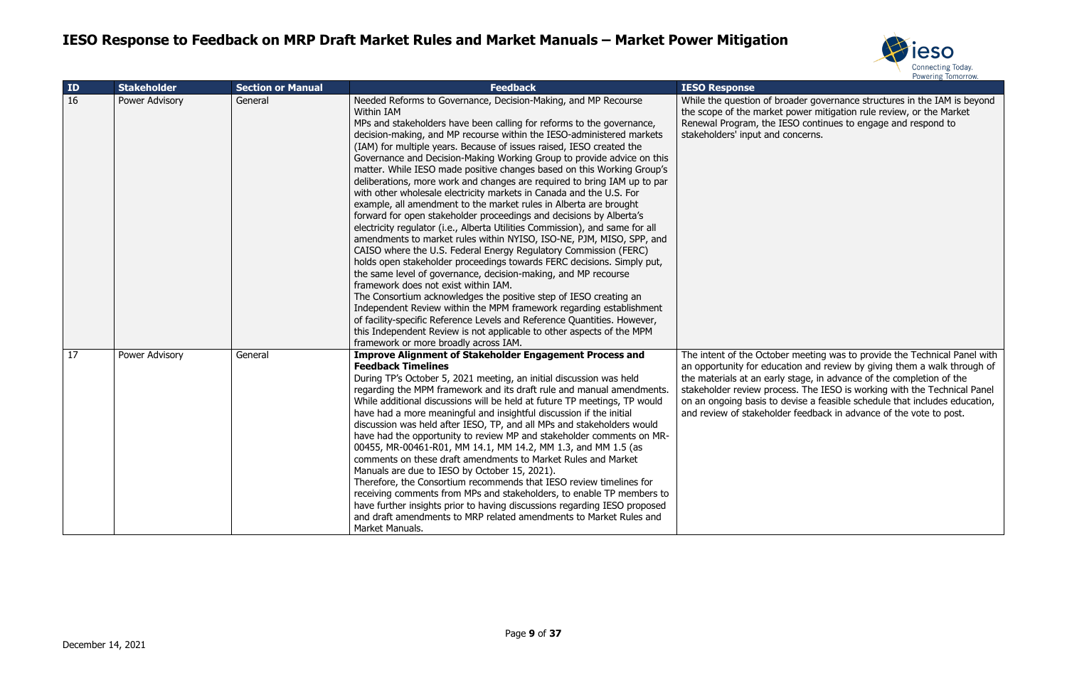# IESO Response to Feedback on MRP Draft Market Rules and Market Manuals – Market Power Mitigation

| ID | Stakeholder | Section or Manual | Feedback | IESO Response |
|---|---|---|---|---|
| 16 | Power Advisory | General | Needed Reforms to Governance, Decision-Making, and MP Recourse Within IAM<br>MPs and stakeholders have been calling for reforms to the governance, decision-making, and MP recourse within the IESO-administered markets (IAM) for multiple years. Because of issues raised, IESO created the Governance and Decision-Making Working Group to provide advice on this matter. While IESO made positive changes based on this Working Group's deliberations, more work and changes are required to bring IAM up to par with other wholesale electricity markets in Canada and the U.S. For example, all amendment to the market rules in Alberta are brought forward for open stakeholder proceedings and decisions by Alberta's electricity regulator (i.e., Alberta Utilities Commission), and same for all amendments to market rules within NYISO, ISO-NE, PJM, MISO, SPP, and CAISO where the U.S. Federal Energy Regulatory Commission (FERC) holds open stakeholder proceedings towards FERC decisions. Simply put, the same level of governance, decision-making, and MP recourse framework does not exist within IAM.<br>The Consortium acknowledges the positive step of IESO creating an Independent Review within the MPM framework regarding establishment of facility-specific Reference Levels and Reference Quantities. However, this Independent Review is not applicable to other aspects of the MPM framework or more broadly across IAM. | While the question of broader governance structures in the IAM is beyond the scope of the market power mitigation rule review, or the Market Renewal Program, the IESO continues to engage and respond to stakeholders' input and concerns. |
| 17 | Power Advisory | General | **Improve Alignment of Stakeholder Engagement Process and Feedback Timelines**<br>During TP's October 5, 2021 meeting, an initial discussion was held regarding the MPM framework and its draft rule and manual amendments. While additional discussions will be held at future TP meetings, TP would have had a more meaningful and insightful discussion if the initial discussion was held after IESO, TP, and all MPs and stakeholders would have had the opportunity to review MP and stakeholder comments on MR-00455, MR-00461-R01, MM 14.1, MM 14.2, MM 1.3, and MM 1.5 (as comments on these draft amendments to Market Rules and Market Manuals are due to IESO by October 15, 2021).<br>Therefore, the Consortium recommends that IESO review timelines for receiving comments from MPs and stakeholders, to enable TP members to have further insights prior to having discussions regarding IESO proposed and draft amendments to MRP related amendments to Market Rules and Market Manuals. | The intent of the October meeting was to provide the Technical Panel with an opportunity for education and review by giving them a walk through of the materials at an early stage, in advance of the completion of the stakeholder review process. The IESO is working with the Technical Panel on an ongoing basis to devise a feasible schedule that includes education, and review of stakeholder feedback in advance of the vote to post. |

December 14, 2021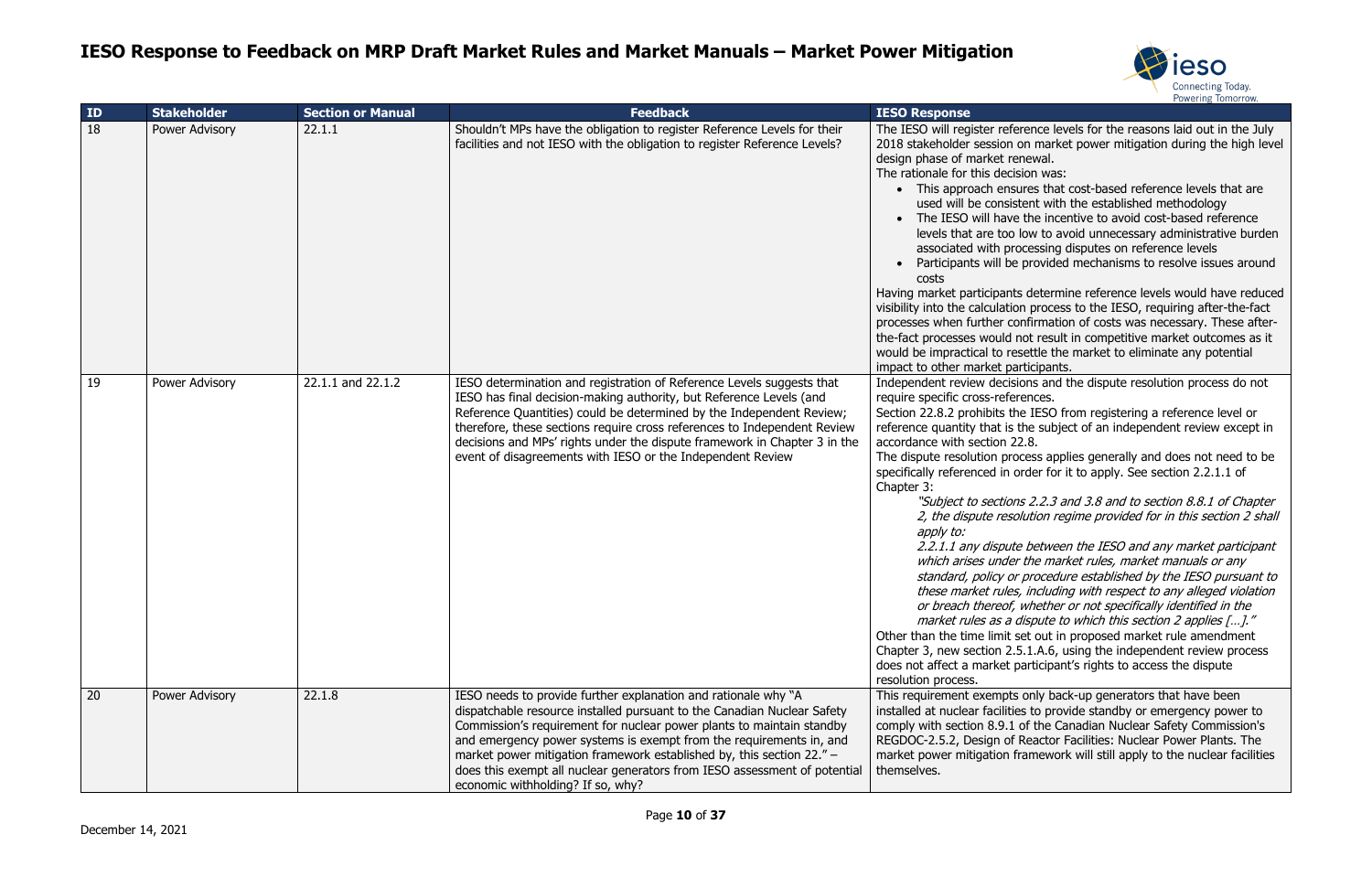# IESO Response to Feedback on MRP Draft Market Rules and Market Manuals – Market Power Mitigation

| ID | Stakeholder | Section or Manual | Feedback | IESO Response |
|---|---|---|---|---|
| 18 | Power Advisory | 22.1.1 | Shouldn't MPs have the obligation to register Reference Levels for their facilities and not IESO with the obligation to register Reference Levels? | The IESO will register reference levels for the reasons laid out in the July 2018 stakeholder session on market power mitigation during the high level design phase of market renewal.<br>The rationale for this decision was:<br>• This approach ensures that cost-based reference levels that are used will be consistent with the established methodology<br>• The IESO will have the incentive to avoid cost-based reference levels that are too low to avoid unnecessary administrative burden associated with processing disputes on reference levels<br>• Participants will be provided mechanisms to resolve issues around costs<br>Having market participants determine reference levels would have reduced visibility into the calculation process to the IESO, requiring after-the-fact processes when further confirmation of costs was necessary. These after-the-fact processes would not result in competitive market outcomes as it would be impractical to resettle the market to eliminate any potential impact to other market participants. |
| 19 | Power Advisory | 22.1.1 and 22.1.2 | IESO determination and registration of Reference Levels suggests that IESO has final decision-making authority, but Reference Levels (and Reference Quantities) could be determined by the Independent Review; therefore, these sections require cross references to Independent Review decisions and MPs' rights under the dispute framework in Chapter 3 in the event of disagreements with IESO or the Independent Review | Independent review decisions and the dispute resolution process do not require specific cross-references.<br>Section 22.8.2 prohibits the IESO from registering a reference level or reference quantity that is the subject of an independent review except in accordance with section 22.8.<br>The dispute resolution process applies generally and does not need to be specifically referenced in order for it to apply. See section 2.2.1.1 of Chapter 3:<br>*"Subject to sections 2.2.3 and 3.8 and to section 8.8.1 of Chapter 2, the dispute resolution regime provided for in this section 2 shall apply to:*<br>*2.2.1.1 any dispute between the IESO and any market participant which arises under the market rules, market manuals or any standard, policy or procedure established by the IESO pursuant to these market rules, including with respect to any alleged violation or breach thereof, whether or not specifically identified in the market rules as a dispute to which this section 2 applies […]."*<br>Other than the time limit set out in proposed market rule amendment Chapter 3, new section 2.5.1.A.6, using the independent review process does not affect a market participant's rights to access the dispute resolution process. |
| 20 | Power Advisory | 22.1.8 | IESO needs to provide further explanation and rationale why "A dispatchable resource installed pursuant to the Canadian Nuclear Safety Commission's requirement for nuclear power plants to maintain standby and emergency power systems is exempt from the requirements in, and market power mitigation framework established by, this section 22." – does this exempt all nuclear generators from IESO assessment of potential economic withholding? If so, why? | This requirement exempts only back-up generators that have been installed at nuclear facilities to provide standby or emergency power to comply with section 8.9.1 of the Canadian Nuclear Safety Commission's REGDOC-2.5.2, Design of Reactor Facilities: Nuclear Power Plants. The market power mitigation framework will still apply to the nuclear facilities themselves. |

December 14, 2021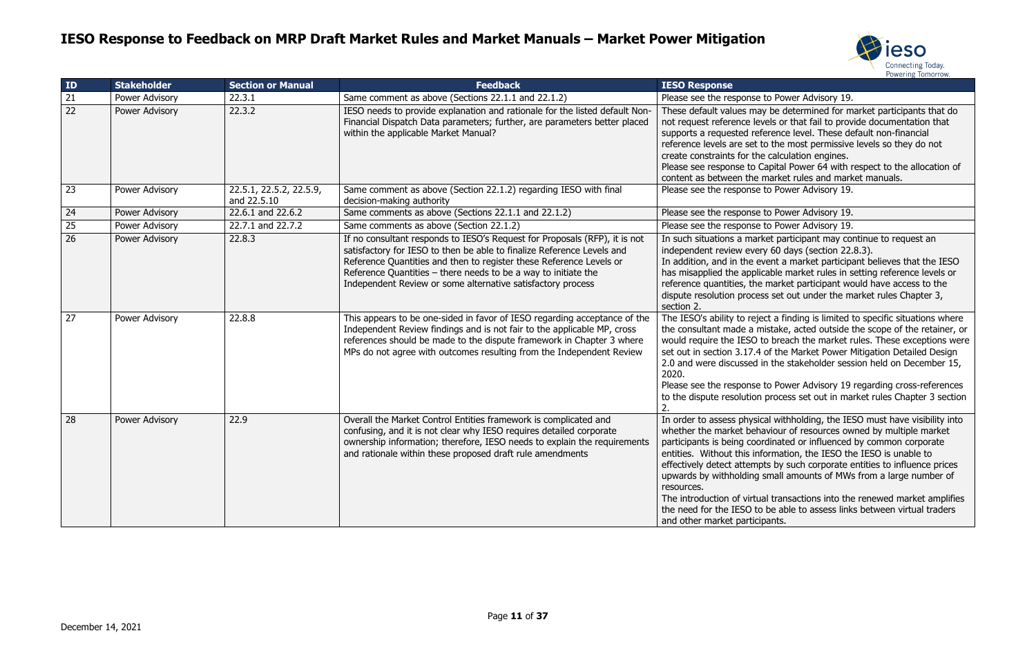# IESO Response to Feedback on MRP Draft Market Rules and Market Manuals – Market Power Mitigation

| ID | Stakeholder | Section or Manual | Feedback | IESO Response |
|---|---|---|---|---|
| 21 | Power Advisory | 22.3.1 | Same comment as above (Sections 22.1.1 and 22.1.2) | Please see the response to Power Advisory 19. |
| 22 | Power Advisory | 22.3.2 | IESO needs to provide explanation and rationale for the listed default Non-Financial Dispatch Data parameters; further, are parameters better placed within the applicable Market Manual? | These default values may be determined for market participants that do not request reference levels or that fail to provide documentation that supports a requested reference level. These default non-financial reference levels are set to the most permissive levels so they do not create constraints for the calculation engines.<br>Please see response to Capital Power 64 with respect to the allocation of content as between the market rules and market manuals. |
| 23 | Power Advisory | 22.5.1, 22.5.2, 22.5.9, and 22.5.10 | Same comment as above (Section 22.1.2) regarding IESO with final decision-making authority | Please see the response to Power Advisory 19. |
| 24 | Power Advisory | 22.6.1 and 22.6.2 | Same comments as above (Sections 22.1.1 and 22.1.2) | Please see the response to Power Advisory 19. |
| 25 | Power Advisory | 22.7.1 and 22.7.2 | Same comments as above (Section 22.1.2) | Please see the response to Power Advisory 19. |
| 26 | Power Advisory | 22.8.3 | If no consultant responds to IESO's Request for Proposals (RFP), it is not satisfactory for IESO to then be able to finalize Reference Levels and Reference Quantities and then to register these Reference Levels or Reference Quantities – there needs to be a way to initiate the Independent Review or some alternative satisfactory process | In such situations a market participant may continue to request an independent review every 60 days (section 22.8.3).<br>In addition, and in the event a market participant believes that the IESO has misapplied the applicable market rules in setting reference levels or reference quantities, the market participant would have access to the dispute resolution process set out under the market rules Chapter 3, section 2. |
| 27 | Power Advisory | 22.8.8 | This appears to be one-sided in favor of IESO regarding acceptance of the Independent Review findings and is not fair to the applicable MP, cross references should be made to the dispute framework in Chapter 3 where MPs do not agree with outcomes resulting from the Independent Review | The IESO's ability to reject a finding is limited to specific situations where the consultant made a mistake, acted outside the scope of the retainer, or would require the IESO to breach the market rules. These exceptions were set out in section 3.17.4 of the Market Power Mitigation Detailed Design 2.0 and were discussed in the stakeholder session held on December 15, 2020.<br>Please see the response to Power Advisory 19 regarding cross-references to the dispute resolution process set out in market rules Chapter 3 section 2. |
| 28 | Power Advisory | 22.9 | Overall the Market Control Entities framework is complicated and confusing, and it is not clear why IESO requires detailed corporate ownership information; therefore, IESO needs to explain the requirements and rationale within these proposed draft rule amendments | In order to assess physical withholding, the IESO must have visibility into whether the market behaviour of resources owned by multiple market participants is being coordinated or influenced by common corporate entities. Without this information, the IESO is unable to effectively detect attempts by such corporate entities to influence prices upwards by withholding small amounts of MWs from a large number of resources.<br>The introduction of virtual transactions into the renewed market amplifies the need for the IESO to be able to assess links between virtual traders and other market participants. |

December 14, 2021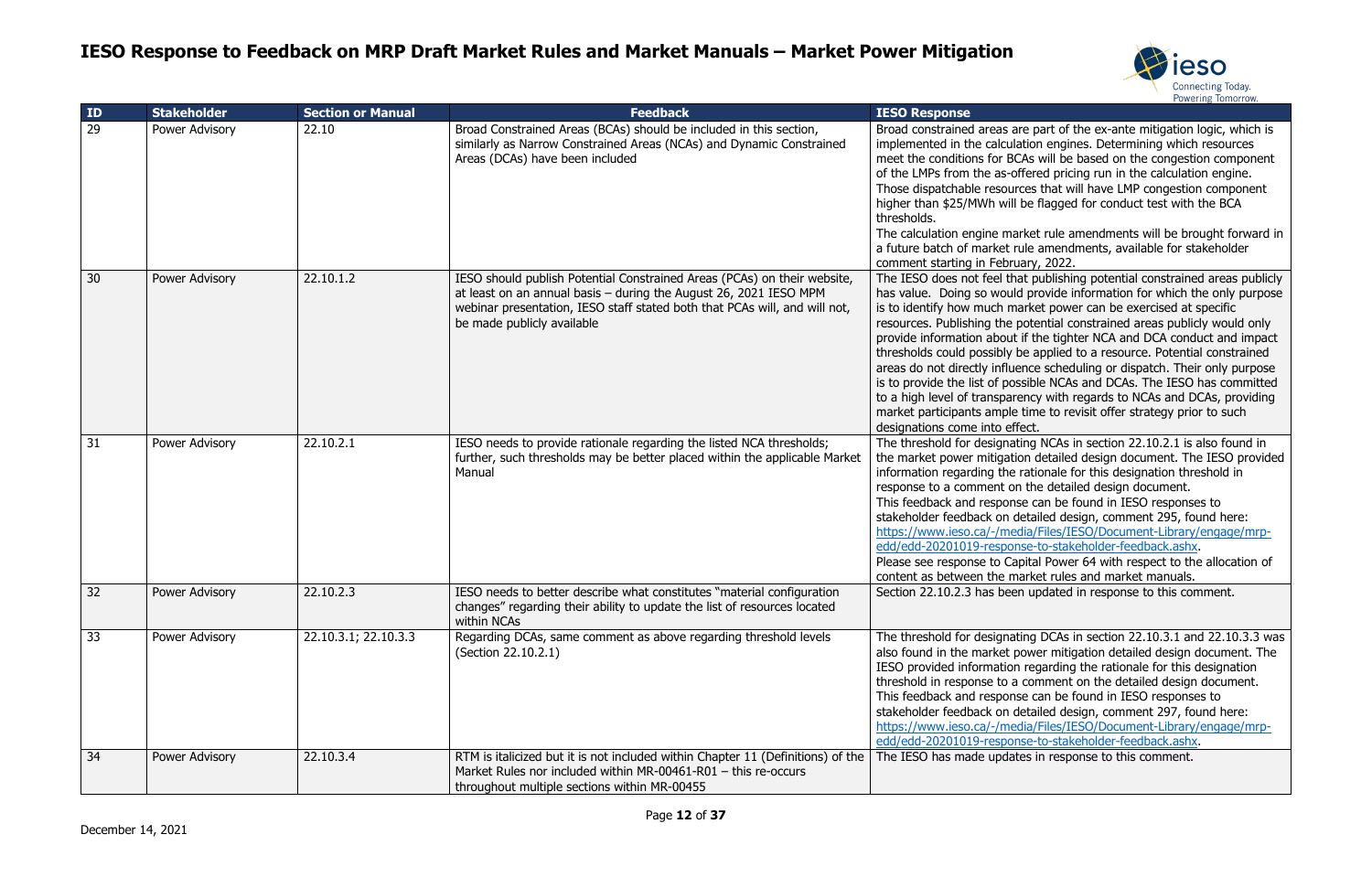# IESO Response to Feedback on MRP Draft Market Rules and Market Manuals – Market Power Mitigation

| ID | Stakeholder | Section or Manual | Feedback | IESO Response |
|---|---|---|---|---|
| 29 | Power Advisory | 22.10 | Broad Constrained Areas (BCAs) should be included in this section, similarly as Narrow Constrained Areas (NCAs) and Dynamic Constrained Areas (DCAs) have been included | Broad constrained areas are part of the ex-ante mitigation logic, which is implemented in the calculation engines. Determining which resources meet the conditions for BCAs will be based on the congestion component of the LMPs from the as-offered pricing run in the calculation engine. Those dispatchable resources that will have LMP congestion component higher than $25/MWh will be flagged for conduct test with the BCA thresholds.<br>The calculation engine market rule amendments will be brought forward in a future batch of market rule amendments, available for stakeholder comment starting in February, 2022. |
| 30 | Power Advisory | 22.10.1.2 | IESO should publish Potential Constrained Areas (PCAs) on their website, at least on an annual basis – during the August 26, 2021 IESO MPM webinar presentation, IESO staff stated both that PCAs will, and will not, be made publicly available | The IESO does not feel that publishing potential constrained areas publicly has value. Doing so would provide information for which the only purpose is to identify how much market power can be exercised at specific resources. Publishing the potential constrained areas publicly would only provide information about if the tighter NCA and DCA conduct and impact thresholds could possibly be applied to a resource. Potential constrained areas do not directly influence scheduling or dispatch. Their only purpose is to provide the list of possible NCAs and DCAs. The IESO has committed to a high level of transparency with regards to NCAs and DCAs, providing market participants ample time to revisit offer strategy prior to such designations come into effect. |
| 31 | Power Advisory | 22.10.2.1 | IESO needs to provide rationale regarding the listed NCA thresholds; further, such thresholds may be better placed within the applicable Market Manual | The threshold for designating NCAs in section 22.10.2.1 is also found in the market power mitigation detailed design document. The IESO provided information regarding the rationale for this designation threshold in response to a comment on the detailed design document.<br>This feedback and response can be found in IESO responses to stakeholder feedback on detailed design, comment 295, found here: https://www.ieso.ca/-/media/Files/IESO/Document-Library/engage/mrp-edd/edd-20201019-response-to-stakeholder-feedback.ashx.<br>Please see response to Capital Power 64 with respect to the allocation of content as between the market rules and market manuals. |
| 32 | Power Advisory | 22.10.2.3 | IESO needs to better describe what constitutes "material configuration changes" regarding their ability to update the list of resources located within NCAs | Section 22.10.2.3 has been updated in response to this comment. |
| 33 | Power Advisory | 22.10.3.1; 22.10.3.3 | Regarding DCAs, same comment as above regarding threshold levels (Section 22.10.2.1) | The threshold for designating DCAs in section 22.10.3.1 and 22.10.3.3 was also found in the market power mitigation detailed design document. The IESO provided information regarding the rationale for this designation threshold in response to a comment on the detailed design document.<br>This feedback and response can be found in IESO responses to stakeholder feedback on detailed design, comment 297, found here: https://www.ieso.ca/-/media/Files/IESO/Document-Library/engage/mrp-edd/edd-20201019-response-to-stakeholder-feedback.ashx. |
| 34 | Power Advisory | 22.10.3.4 | RTM is italicized but it is not included within Chapter 11 (Definitions) of the Market Rules nor included within MR-00461-R01 – this re-occurs throughout multiple sections within MR-00455 | The IESO has made updates in response to this comment. |

December 14, 2021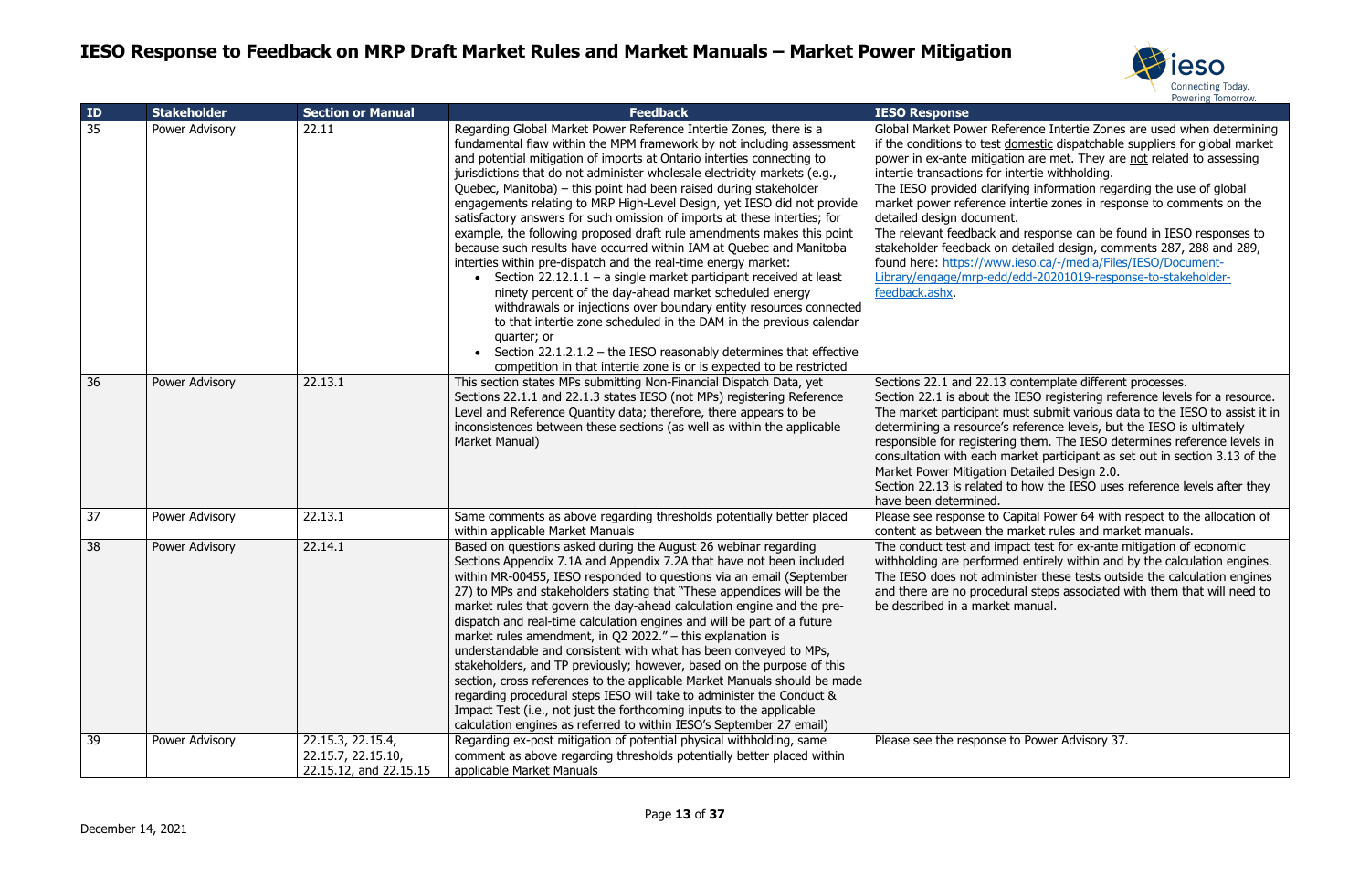# IESO Response to Feedback on MRP Draft Market Rules and Market Manuals – Market Power Mitigation

| ID | Stakeholder | Section or Manual | Feedback | IESO Response |
|---|---|---|---|---|
| 35 | Power Advisory | 22.11 | Regarding Global Market Power Reference Intertie Zones, there is a fundamental flaw within the MPM framework by not including assessment and potential mitigation of imports at Ontario interties connecting to jurisdictions that do not administer wholesale electricity markets (e.g., Quebec, Manitoba) – this point had been raised during stakeholder engagements relating to MRP High-Level Design, yet IESO did not provide satisfactory answers for such omission of imports at these interties; for example, the following proposed draft rule amendments makes this point because such results have occurred within IAM at Quebec and Manitoba interties within pre-dispatch and the real-time energy market:<br>• Section 22.12.1.1 – a single market participant received at least ninety percent of the day-ahead market scheduled energy withdrawals or injections over boundary entity resources connected to that intertie zone scheduled in the DAM in the previous calendar quarter; or<br>• Section 22.1.2.1.2 – the IESO reasonably determines that effective competition in that intertie zone is or is expected to be restricted | Global Market Power Reference Intertie Zones are used when determining if the conditions to test <u>domestic</u> dispatchable suppliers for global market power in ex-ante mitigation are met. They are <u>not</u> related to assessing intertie transactions for intertie withholding.<br>The IESO provided clarifying information regarding the use of global market power reference intertie zones in response to comments on the detailed design document.<br>The relevant feedback and response can be found in IESO responses to stakeholder feedback on detailed design, comments 287, 288 and 289, found here: [https://www.ieso.ca/-/media/Files/IESO/Document-Library/engage/mrp-edd/edd-20201019-response-to-stakeholder-feedback.ashx](https://www.ieso.ca/-/media/Files/IESO/Document-Library/engage/mrp-edd/edd-20201019-response-to-stakeholder-feedback.ashx). |
| 36 | Power Advisory | 22.13.1 | This section states MPs submitting Non-Financial Dispatch Data, yet Sections 22.1.1 and 22.1.3 states IESO (not MPs) registering Reference Level and Reference Quantity data; therefore, there appears to be inconsistences between these sections (as well as within the applicable Market Manual) | Sections 22.1 and 22.13 contemplate different processes.<br>Section 22.1 is about the IESO registering reference levels for a resource. The market participant must submit various data to the IESO to assist it in determining a resource's reference levels, but the IESO is ultimately responsible for registering them. The IESO determines reference levels in consultation with each market participant as set out in section 3.13 of the Market Power Mitigation Detailed Design 2.0.<br>Section 22.13 is related to how the IESO uses reference levels after they have been determined. |
| 37 | Power Advisory | 22.13.1 | Same comments as above regarding thresholds potentially better placed within applicable Market Manuals | Please see response to Capital Power 64 with respect to the allocation of content as between the market rules and market manuals. |
| 38 | Power Advisory | 22.14.1 | Based on questions asked during the August 26 webinar regarding Sections Appendix 7.1A and Appendix 7.2A that have not been included within MR-00455, IESO responded to questions via an email (September 27) to MPs and stakeholders stating that "These appendices will be the market rules that govern the day-ahead calculation engine and the pre-dispatch and real-time calculation engines and will be part of a future market rules amendment, in Q2 2022." – this explanation is understandable and consistent with what has been conveyed to MPs, stakeholders, and TP previously; however, based on the purpose of this section, cross references to the applicable Market Manuals should be made regarding procedural steps IESO will take to administer the Conduct & Impact Test (i.e., not just the forthcoming inputs to the applicable calculation engines as referred to within IESO's September 27 email) | The conduct test and impact test for ex-ante mitigation of economic withholding are performed entirely within and by the calculation engines. The IESO does not administer these tests outside the calculation engines and there are no procedural steps associated with them that will need to be described in a market manual. |
| 39 | Power Advisory | 22.15.3, 22.15.4, 22.15.7, 22.15.10, 22.15.12, and 22.15.15 | Regarding ex-post mitigation of potential physical withholding, same comment as above regarding thresholds potentially better placed within applicable Market Manuals | Please see the response to Power Advisory 37. |

December 14, 2021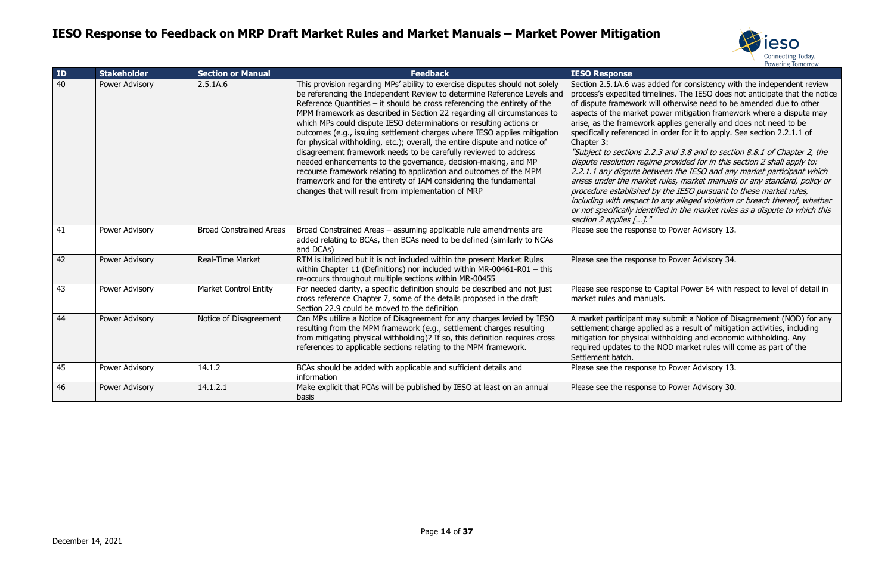# IESO Response to Feedback on MRP Draft Market Rules and Market Manuals – Market Power Mitigation

| ID | Stakeholder | Section or Manual | Feedback | IESO Response |
|---|---|---|---|---|
| 40 | Power Advisory | 2.5.1A.6 | This provision regarding MPs' ability to exercise disputes should not solely be referencing the Independent Review to determine Reference Levels and Reference Quantities – it should be cross referencing the entirety of the MPM framework as described in Section 22 regarding all circumstances to which MPs could dispute IESO determinations or resulting actions or outcomes (e.g., issuing settlement charges where IESO applies mitigation for physical withholding, etc.); overall, the entire dispute and notice of disagreement framework needs to be carefully reviewed to address needed enhancements to the governance, decision-making, and MP recourse framework relating to application and outcomes of the MPM framework and for the entirety of IAM considering the fundamental changes that will result from implementation of MRP | Section 2.5.1A.6 was added for consistency with the independent review process's expedited timelines. The IESO does not anticipate that the notice of dispute framework will otherwise need to be amended due to other aspects of the market power mitigation framework where a dispute may arise, as the framework applies generally and does not need to be specifically referenced in order for it to apply. See section 2.2.1.1 of Chapter 3: *"Subject to sections 2.2.3 and 3.8 and to section 8.8.1 of Chapter 2, the dispute resolution regime provided for in this section 2 shall apply to: 2.2.1.1 any dispute between the IESO and any market participant which arises under the market rules, market manuals or any standard, policy or procedure established by the IESO pursuant to these market rules, including with respect to any alleged violation or breach thereof, whether or not specifically identified in the market rules as a dispute to which this section 2 applies […]."* |
| 41 | Power Advisory | Broad Constrained Areas | Broad Constrained Areas – assuming applicable rule amendments are added relating to BCAs, then BCAs need to be defined (similarly to NCAs and DCAs) | Please see the response to Power Advisory 13. |
| 42 | Power Advisory | Real-Time Market | RTM is italicized but it is not included within the present Market Rules within Chapter 11 (Definitions) nor included within MR-00461-R01 – this re-occurs throughout multiple sections within MR-00455 | Please see the response to Power Advisory 34. |
| 43 | Power Advisory | Market Control Entity | For needed clarity, a specific definition should be described and not just cross reference Chapter 7, some of the details proposed in the draft Section 22.9 could be moved to the definition | Please see response to Capital Power 64 with respect to level of detail in market rules and manuals. |
| 44 | Power Advisory | Notice of Disagreement | Can MPs utilize a Notice of Disagreement for any charges levied by IESO resulting from the MPM framework (e.g., settlement charges resulting from mitigating physical withholding)? If so, this definition requires cross references to applicable sections relating to the MPM framework. | A market participant may submit a Notice of Disagreement (NOD) for any settlement charge applied as a result of mitigation activities, including mitigation for physical withholding and economic withholding. Any required updates to the NOD market rules will come as part of the Settlement batch. |
| 45 | Power Advisory | 14.1.2 | BCAs should be added with applicable and sufficient details and information | Please see the response to Power Advisory 13. |
| 46 | Power Advisory | 14.1.2.1 | Make explicit that PCAs will be published by IESO at least on an annual basis | Please see the response to Power Advisory 30. |

December 14, 2021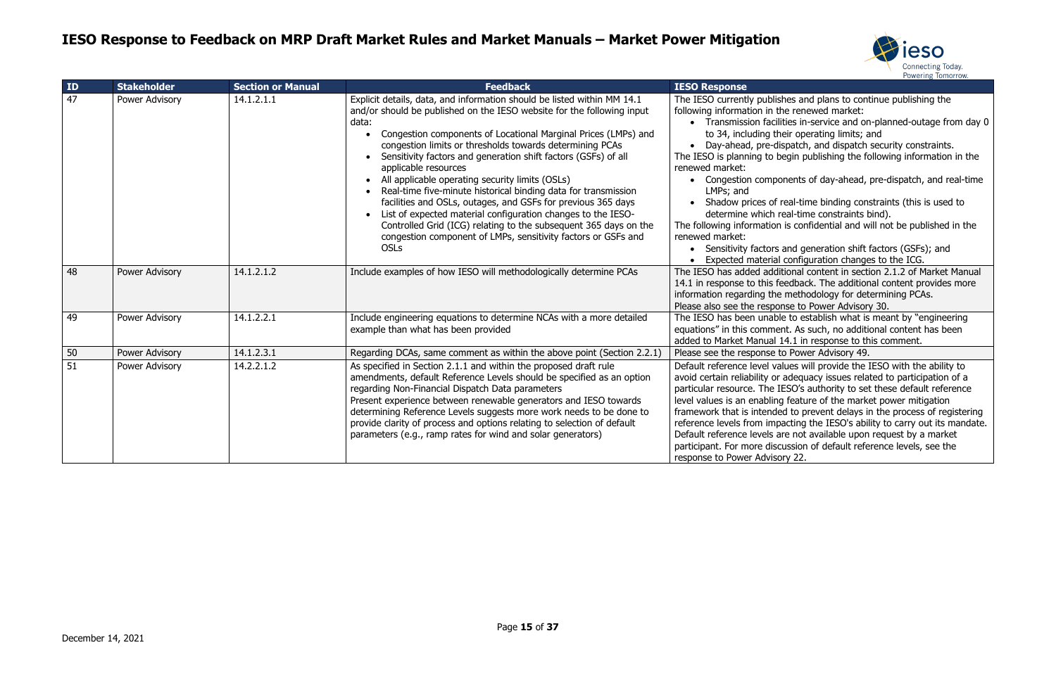# IESO Response to Feedback on MRP Draft Market Rules and Market Manuals – Market Power Mitigation

| ID | Stakeholder | Section or Manual | Feedback | IESO Response |
|---|---|---|---|---|
| 47 | Power Advisory | 14.1.2.1.1 | Explicit details, data, and information should be listed within MM 14.1 and/or should be published on the IESO website for the following input data:<br>• Congestion components of Locational Marginal Prices (LMPs) and congestion limits or thresholds towards determining PCAs<br>• Sensitivity factors and generation shift factors (GSFs) of all applicable resources<br>• All applicable operating security limits (OSLs)<br>• Real-time five-minute historical binding data for transmission facilities and OSLs, outages, and GSFs for previous 365 days<br>• List of expected material configuration changes to the IESO-Controlled Grid (ICG) relating to the subsequent 365 days on the congestion component of LMPs, sensitivity factors or GSFs and OSLs | The IESO currently publishes and plans to continue publishing the following information in the renewed market:<br>• Transmission facilities in-service and on-planned-outage from day 0 to 34, including their operating limits; and<br>• Day-ahead, pre-dispatch, and dispatch security constraints.<br>The IESO is planning to begin publishing the following information in the renewed market:<br>• Congestion components of day-ahead, pre-dispatch, and real-time LMPs; and<br>• Shadow prices of real-time binding constraints (this is used to determine which real-time constraints bind).<br>The following information is confidential and will not be published in the renewed market:<br>• Sensitivity factors and generation shift factors (GSFs); and<br>• Expected material configuration changes to the ICG. |
| 48 | Power Advisory | 14.1.2.1.2 | Include examples of how IESO will methodologically determine PCAs | The IESO has added additional content in section 2.1.2 of Market Manual 14.1 in response to this feedback. The additional content provides more information regarding the methodology for determining PCAs.<br>Please also see the response to Power Advisory 30. |
| 49 | Power Advisory | 14.1.2.2.1 | Include engineering equations to determine NCAs with a more detailed example than what has been provided | The IESO has been unable to establish what is meant by "engineering equations" in this comment. As such, no additional content has been added to Market Manual 14.1 in response to this comment. |
| 50 | Power Advisory | 14.1.2.3.1 | Regarding DCAs, same comment as within the above point (Section 2.2.1) | Please see the response to Power Advisory 49. |
| 51 | Power Advisory | 14.2.2.1.2 | As specified in Section 2.1.1 and within the proposed draft rule amendments, default Reference Levels should be specified as an option regarding Non-Financial Dispatch Data parameters<br>Present experience between renewable generators and IESO towards determining Reference Levels suggests more work needs to be done to provide clarity of process and options relating to selection of default parameters (e.g., ramp rates for wind and solar generators) | Default reference level values will provide the IESO with the ability to avoid certain reliability or adequacy issues related to participation of a particular resource. The IESO's authority to set these default reference level values is an enabling feature of the market power mitigation framework that is intended to prevent delays in the process of registering reference levels from impacting the IESO's ability to carry out its mandate. Default reference levels are not available upon request by a market participant. For more discussion of default reference levels, see the response to Power Advisory 22. |

December 14, 2021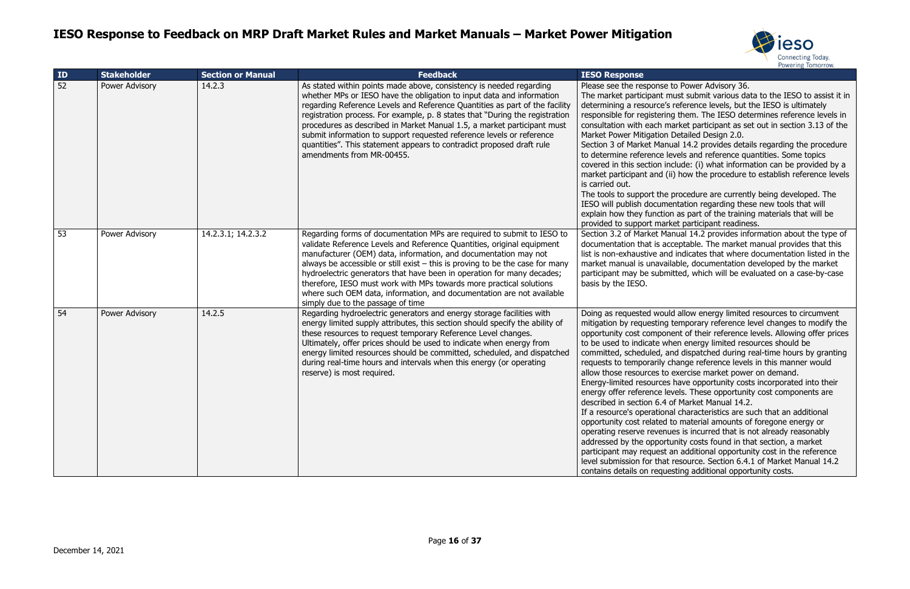# IESO Response to Feedback on MRP Draft Market Rules and Market Manuals – Market Power Mitigation

| ID | Stakeholder | Section or Manual | Feedback | IESO Response |
|---|---|---|---|---|
| 52 | Power Advisory | 14.2.3 | As stated within points made above, consistency is needed regarding whether MPs or IESO have the obligation to input data and information regarding Reference Levels and Reference Quantities as part of the facility registration process. For example, p. 8 states that "During the registration procedures as described in Market Manual 1.5, a market participant must submit information to support requested reference levels or reference quantities". This statement appears to contradict proposed draft rule amendments from MR-00455. | Please see the response to Power Advisory 36.<br>The market participant must submit various data to the IESO to assist it in determining a resource's reference levels, but the IESO is ultimately responsible for registering them. The IESO determines reference levels in consultation with each market participant as set out in section 3.13 of the Market Power Mitigation Detailed Design 2.0.<br>Section 3 of Market Manual 14.2 provides details regarding the procedure to determine reference levels and reference quantities. Some topics covered in this section include: (i) what information can be provided by a market participant and (ii) how the procedure to establish reference levels is carried out.<br>The tools to support the procedure are currently being developed. The IESO will publish documentation regarding these new tools that will explain how they function as part of the training materials that will be provided to support market participant readiness. |
| 53 | Power Advisory | 14.2.3.1; 14.2.3.2 | Regarding forms of documentation MPs are required to submit to IESO to validate Reference Levels and Reference Quantities, original equipment manufacturer (OEM) data, information, and documentation may not always be accessible or still exist – this is proving to be the case for many hydroelectric generators that have been in operation for many decades; therefore, IESO must work with MPs towards more practical solutions where such OEM data, information, and documentation are not available simply due to the passage of time | Section 3.2 of Market Manual 14.2 provides information about the type of documentation that is acceptable. The market manual provides that this list is non-exhaustive and indicates that where documentation listed in the market manual is unavailable, documentation developed by the market participant may be submitted, which will be evaluated on a case-by-case basis by the IESO. |
| 54 | Power Advisory | 14.2.5 | Regarding hydroelectric generators and energy storage facilities with energy limited supply attributes, this section should specify the ability of these resources to request temporary Reference Level changes. Ultimately, offer prices should be used to indicate when energy from energy limited resources should be committed, scheduled, and dispatched during real-time hours and intervals when this energy (or operating reserve) is most required. | Doing as requested would allow energy limited resources to circumvent mitigation by requesting temporary reference level changes to modify the opportunity cost component of their reference levels. Allowing offer prices to be used to indicate when energy limited resources should be committed, scheduled, and dispatched during real-time hours by granting requests to temporarily change reference levels in this manner would allow those resources to exercise market power on demand.<br>Energy-limited resources have opportunity costs incorporated into their energy offer reference levels. These opportunity cost components are described in section 6.4 of Market Manual 14.2.<br>If a resource's operational characteristics are such that an additional opportunity cost related to material amounts of foregone energy or operating reserve revenues is incurred that is not already reasonably addressed by the opportunity costs found in that section, a market participant may request an additional opportunity cost in the reference level submission for that resource. Section 6.4.1 of Market Manual 14.2 contains details on requesting additional opportunity costs. |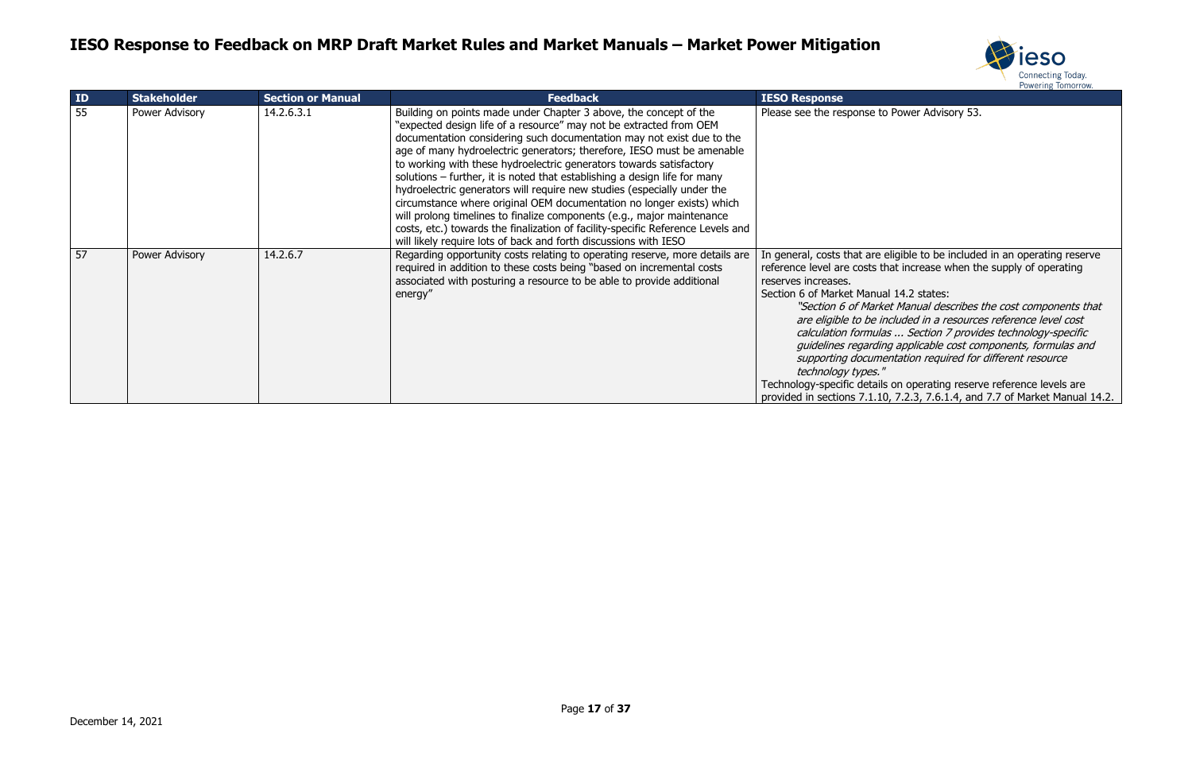# IESO Response to Feedback on MRP Draft Market Rules and Market Manuals – Market Power Mitigation

| ID | Stakeholder | Section or Manual | Feedback | IESO Response |
|---|---|---|---|---|
| 55 | Power Advisory | 14.2.6.3.1 | Building on points made under Chapter 3 above, the concept of the "expected design life of a resource" may not be extracted from OEM documentation considering such documentation may not exist due to the age of many hydroelectric generators; therefore, IESO must be amenable to working with these hydroelectric generators towards satisfactory solutions – further, it is noted that establishing a design life for many hydroelectric generators will require new studies (especially under the circumstance where original OEM documentation no longer exists) which will prolong timelines to finalize components (e.g., major maintenance costs, etc.) towards the finalization of facility-specific Reference Levels and will likely require lots of back and forth discussions with IESO | Please see the response to Power Advisory 53. |
| 57 | Power Advisory | 14.2.6.7 | Regarding opportunity costs relating to operating reserve, more details are required in addition to these costs being "based on incremental costs associated with posturing a resource to be able to provide additional energy" | In general, costs that are eligible to be included in an operating reserve reference level are costs that increase when the supply of operating reserves increases.<br>Section 6 of Market Manual 14.2 states:<br>*"Section 6 of Market Manual describes the cost components that are eligible to be included in a resources reference level cost calculation formulas ... Section 7 provides technology-specific guidelines regarding applicable cost components, formulas and supporting documentation required for different resource technology types."*<br>Technology-specific details on operating reserve reference levels are provided in sections 7.1.10, 7.2.3, 7.6.1.4, and 7.7 of Market Manual 14.2. |

December 14, 2021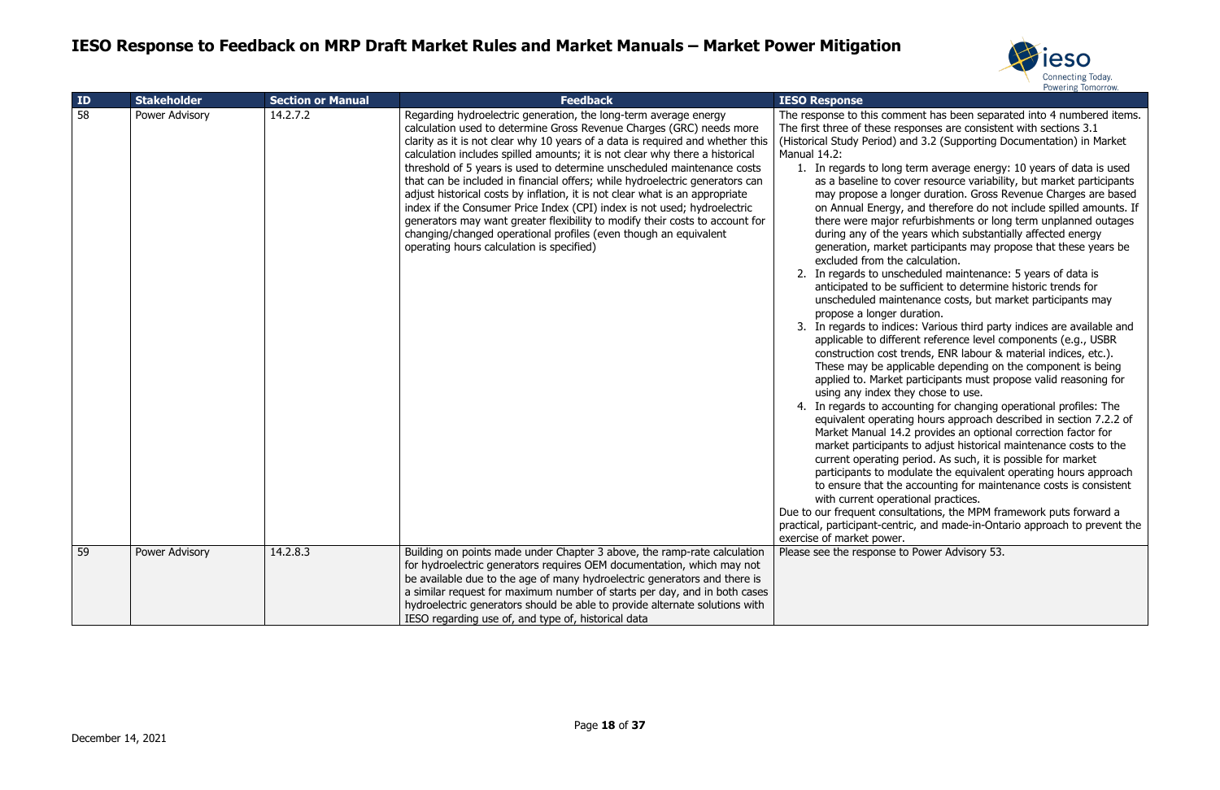# IESO Response to Feedback on MRP Draft Market Rules and Market Manuals – Market Power Mitigation

| ID | Stakeholder | Section or Manual | Feedback | IESO Response |
| --- | --- | --- | --- | --- |
| 58 | Power Advisory | 14.2.7.2 | Regarding hydroelectric generation, the long-term average energy calculation used to determine Gross Revenue Charges (GRC) needs more clarity as it is not clear why 10 years of a data is required and whether this calculation includes spilled amounts; it is not clear why there a historical threshold of 5 years is used to determine unscheduled maintenance costs that can be included in financial offers; while hydroelectric generators can adjust historical costs by inflation, it is not clear what is an appropriate index if the Consumer Price Index (CPI) index is not used; hydroelectric generators may want greater flexibility to modify their costs to account for changing/changed operational profiles (even though an equivalent operating hours calculation is specified) | The response to this comment has been separated into 4 numbered items. The first three of these responses are consistent with sections 3.1 (Historical Study Period) and 3.2 (Supporting Documentation) in Market Manual 14.2:<br>1. In regards to long term average energy: 10 years of data is used as a baseline to cover resource variability, but market participants may propose a longer duration. Gross Revenue Charges are based on Annual Energy, and therefore do not include spilled amounts. If there were major refurbishments or long term unplanned outages during any of the years which substantially affected energy generation, market participants may propose that these years be excluded from the calculation.<br>2. In regards to unscheduled maintenance: 5 years of data is anticipated to be sufficient to determine historic trends for unscheduled maintenance costs, but market participants may propose a longer duration.<br>3. In regards to indices: Various third party indices are available and applicable to different reference level components (e.g., USBR construction cost trends, ENR labour & material indices, etc.). These may be applicable depending on the component is being applied to. Market participants must propose valid reasoning for using any index they chose to use.<br>4. In regards to accounting for changing operational profiles: The equivalent operating hours approach described in section 7.2.2 of Market Manual 14.2 provides an optional correction factor for market participants to adjust historical maintenance costs to the current operating period. As such, it is possible for market participants to modulate the equivalent operating hours approach to ensure that the accounting for maintenance costs is consistent with current operational practices.<br>Due to our frequent consultations, the MPM framework puts forward a practical, participant-centric, and made-in-Ontario approach to prevent the exercise of market power. |
| 59 | Power Advisory | 14.2.8.3 | Building on points made under Chapter 3 above, the ramp-rate calculation for hydroelectric generators requires OEM documentation, which may not be available due to the age of many hydroelectric generators and there is a similar request for maximum number of starts per day, and in both cases hydroelectric generators should be able to provide alternate solutions with IESO regarding use of, and type of, historical data | Please see the response to Power Advisory 53. |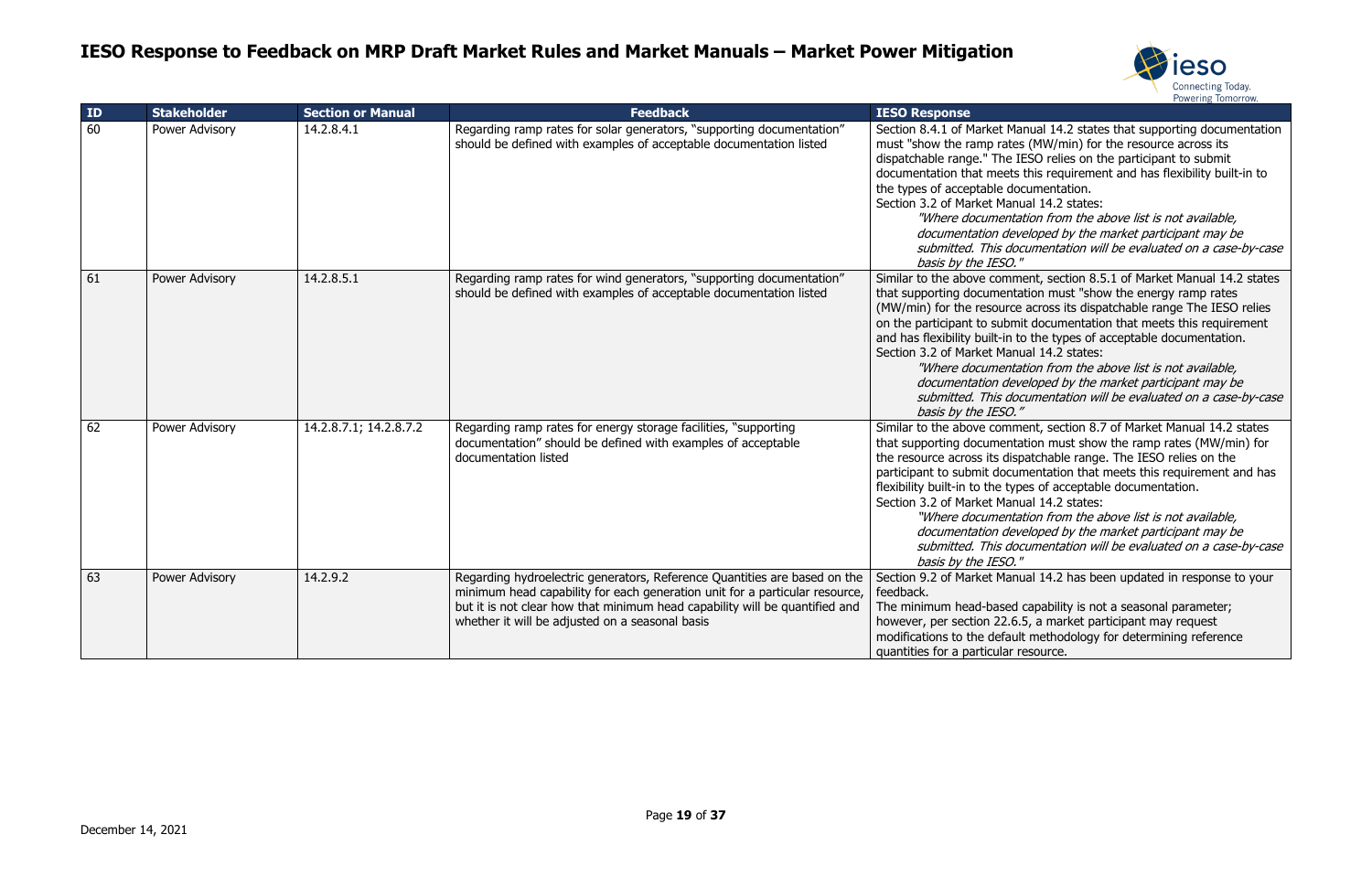# IESO Response to Feedback on MRP Draft Market Rules and Market Manuals – Market Power Mitigation

| ID | Stakeholder | Section or Manual | Feedback | IESO Response |
|---|---|---|---|---|
| 60 | Power Advisory | 14.2.8.4.1 | Regarding ramp rates for solar generators, "supporting documentation" should be defined with examples of acceptable documentation listed | Section 8.4.1 of Market Manual 14.2 states that supporting documentation must "show the ramp rates (MW/min) for the resource across its dispatchable range." The IESO relies on the participant to submit documentation that meets this requirement and has flexibility built-in to the types of acceptable documentation.<br>Section 3.2 of Market Manual 14.2 states:<br>*"Where documentation from the above list is not available, documentation developed by the market participant may be submitted. This documentation will be evaluated on a case-by-case basis by the IESO."* |
| 61 | Power Advisory | 14.2.8.5.1 | Regarding ramp rates for wind generators, "supporting documentation" should be defined with examples of acceptable documentation listed | Similar to the above comment, section 8.5.1 of Market Manual 14.2 states that supporting documentation must "show the energy ramp rates (MW/min) for the resource across its dispatchable range The IESO relies on the participant to submit documentation that meets this requirement and has flexibility built-in to the types of acceptable documentation.<br>Section 3.2 of Market Manual 14.2 states:<br>*"Where documentation from the above list is not available, documentation developed by the market participant may be submitted. This documentation will be evaluated on a case-by-case basis by the IESO."* |
| 62 | Power Advisory | 14.2.8.7.1; 14.2.8.7.2 | Regarding ramp rates for energy storage facilities, "supporting documentation" should be defined with examples of acceptable documentation listed | Similar to the above comment, section 8.7 of Market Manual 14.2 states that supporting documentation must show the ramp rates (MW/min) for the resource across its dispatchable range. The IESO relies on the participant to submit documentation that meets this requirement and has flexibility built-in to the types of acceptable documentation.<br>Section 3.2 of Market Manual 14.2 states:<br>*"Where documentation from the above list is not available, documentation developed by the market participant may be submitted. This documentation will be evaluated on a case-by-case basis by the IESO."* |
| 63 | Power Advisory | 14.2.9.2 | Regarding hydroelectric generators, Reference Quantities are based on the minimum head capability for each generation unit for a particular resource, but it is not clear how that minimum head capability will be quantified and whether it will be adjusted on a seasonal basis | Section 9.2 of Market Manual 14.2 has been updated in response to your feedback.<br>The minimum head-based capability is not a seasonal parameter; however, per section 22.6.5, a market participant may request modifications to the default methodology for determining reference quantities for a particular resource. |

December 14, 2021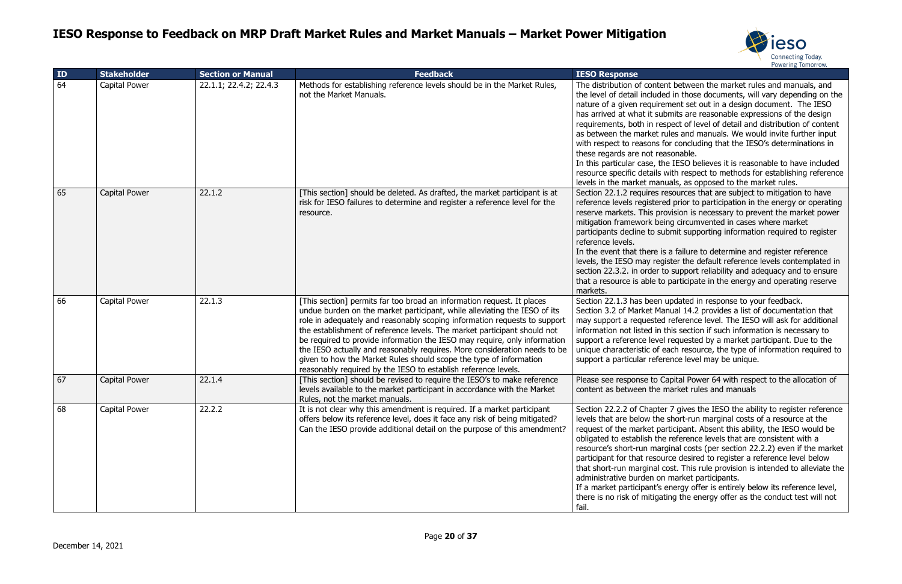# IESO Response to Feedback on MRP Draft Market Rules and Market Manuals – Market Power Mitigation

| ID | Stakeholder | Section or Manual | Feedback | IESO Response |
|---|---|---|---|---|
| 64 | Capital Power | 22.1.1; 22.4.2; 22.4.3 | Methods for establishing reference levels should be in the Market Rules, not the Market Manuals. | The distribution of content between the market rules and manuals, and the level of detail included in those documents, will vary depending on the nature of a given requirement set out in a design document. The IESO has arrived at what it submits are reasonable expressions of the design requirements, both in respect of level of detail and distribution of content as between the market rules and manuals. We would invite further input with respect to reasons for concluding that the IESO's determinations in these regards are not reasonable.<br>In this particular case, the IESO believes it is reasonable to have included resource specific details with respect to methods for establishing reference levels in the market manuals, as opposed to the market rules. |
| 65 | Capital Power | 22.1.2 | [This section] should be deleted. As drafted, the market participant is at risk for IESO failures to determine and register a reference level for the resource. | Section 22.1.2 requires resources that are subject to mitigation to have reference levels registered prior to participation in the energy or operating reserve markets. This provision is necessary to prevent the market power mitigation framework being circumvented in cases where market participants decline to submit supporting information required to register reference levels.<br>In the event that there is a failure to determine and register reference levels, the IESO may register the default reference levels contemplated in section 22.3.2. in order to support reliability and adequacy and to ensure that a resource is able to participate in the energy and operating reserve markets. |
| 66 | Capital Power | 22.1.3 | [This section] permits far too broad an information request. It places undue burden on the market participant, while alleviating the IESO of its role in adequately and reasonably scoping information requests to support the establishment of reference levels. The market participant should not be required to provide information the IESO may require, only information the IESO actually and reasonably requires. More consideration needs to be given to how the Market Rules should scope the type of information reasonably required by the IESO to establish reference levels. | Section 22.1.3 has been updated in response to your feedback.<br>Section 3.2 of Market Manual 14.2 provides a list of documentation that may support a requested reference level. The IESO will ask for additional information not listed in this section if such information is necessary to support a reference level requested by a market participant. Due to the unique characteristic of each resource, the type of information required to support a particular reference level may be unique. |
| 67 | Capital Power | 22.1.4 | [This section] should be revised to require the IESO's to make reference levels available to the market participant in accordance with the Market Rules, not the market manuals. | Please see response to Capital Power 64 with respect to the allocation of content as between the market rules and manuals |
| 68 | Capital Power | 22.2.2 | It is not clear why this amendment is required. If a market participant offers below its reference level, does it face any risk of being mitigated? Can the IESO provide additional detail on the purpose of this amendment? | Section 22.2.2 of Chapter 7 gives the IESO the ability to register reference levels that are below the short-run marginal costs of a resource at the request of the market participant. Absent this ability, the IESO would be obligated to establish the reference levels that are consistent with a resource's short-run marginal costs (per section 22.2.2) even if the market participant for that resource desired to register a reference level below that short-run marginal cost. This rule provision is intended to alleviate the administrative burden on market participants.<br>If a market participant's energy offer is entirely below its reference level, there is no risk of mitigating the energy offer as the conduct test will not fail. |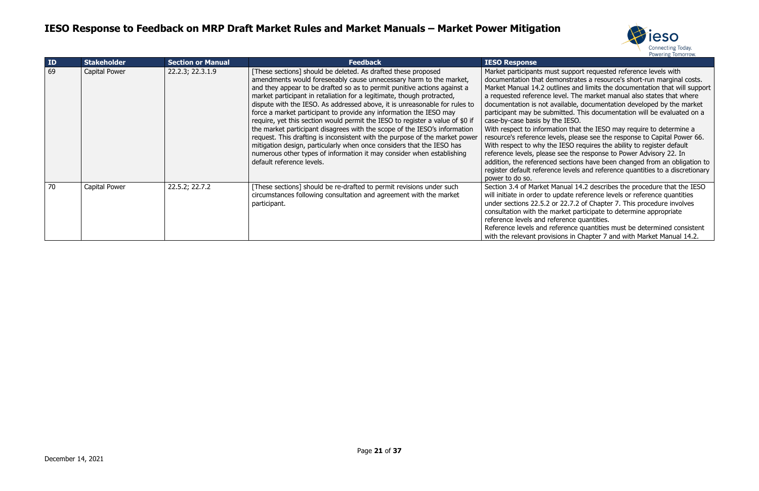# IESO Response to Feedback on MRP Draft Market Rules and Market Manuals – Market Power Mitigation

| ID | Stakeholder | Section or Manual | Feedback | IESO Response |
|---|---|---|---|---|
| 69 | Capital Power | 22.2.3; 22.3.1.9 | [These sections] should be deleted. As drafted these proposed amendments would foreseeably cause unnecessary harm to the market, and they appear to be drafted so as to permit punitive actions against a market participant in retaliation for a legitimate, though protracted, dispute with the IESO. As addressed above, it is unreasonable for rules to force a market participant to provide any information the IESO may require, yet this section would permit the IESO to register a value of $0 if the market participant disagrees with the scope of the IESO's information request. This drafting is inconsistent with the purpose of the market power mitigation design, particularly when once considers that the IESO has numerous other types of information it may consider when establishing default reference levels. | Market participants must support requested reference levels with documentation that demonstrates a resource's short-run marginal costs. Market Manual 14.2 outlines and limits the documentation that will support a requested reference level. The market manual also states that where documentation is not available, documentation developed by the market participant may be submitted. This documentation will be evaluated on a case-by-case basis by the IESO.<br>With respect to information that the IESO may require to determine a resource's reference levels, please see the response to Capital Power 66.<br>With respect to why the IESO requires the ability to register default reference levels, please see the response to Power Advisory 22. In addition, the referenced sections have been changed from an obligation to register default reference levels and reference quantities to a discretionary power to do so. |
| 70 | Capital Power | 22.5.2; 22.7.2 | [These sections] should be re-drafted to permit revisions under such circumstances following consultation and agreement with the market participant. | Section 3.4 of Market Manual 14.2 describes the procedure that the IESO will initiate in order to update reference levels or reference quantities under sections 22.5.2 or 22.7.2 of Chapter 7. This procedure involves consultation with the market participate to determine appropriate reference levels and reference quantities.<br>Reference levels and reference quantities must be determined consistent with the relevant provisions in Chapter 7 and with Market Manual 14.2. |

December 14, 2021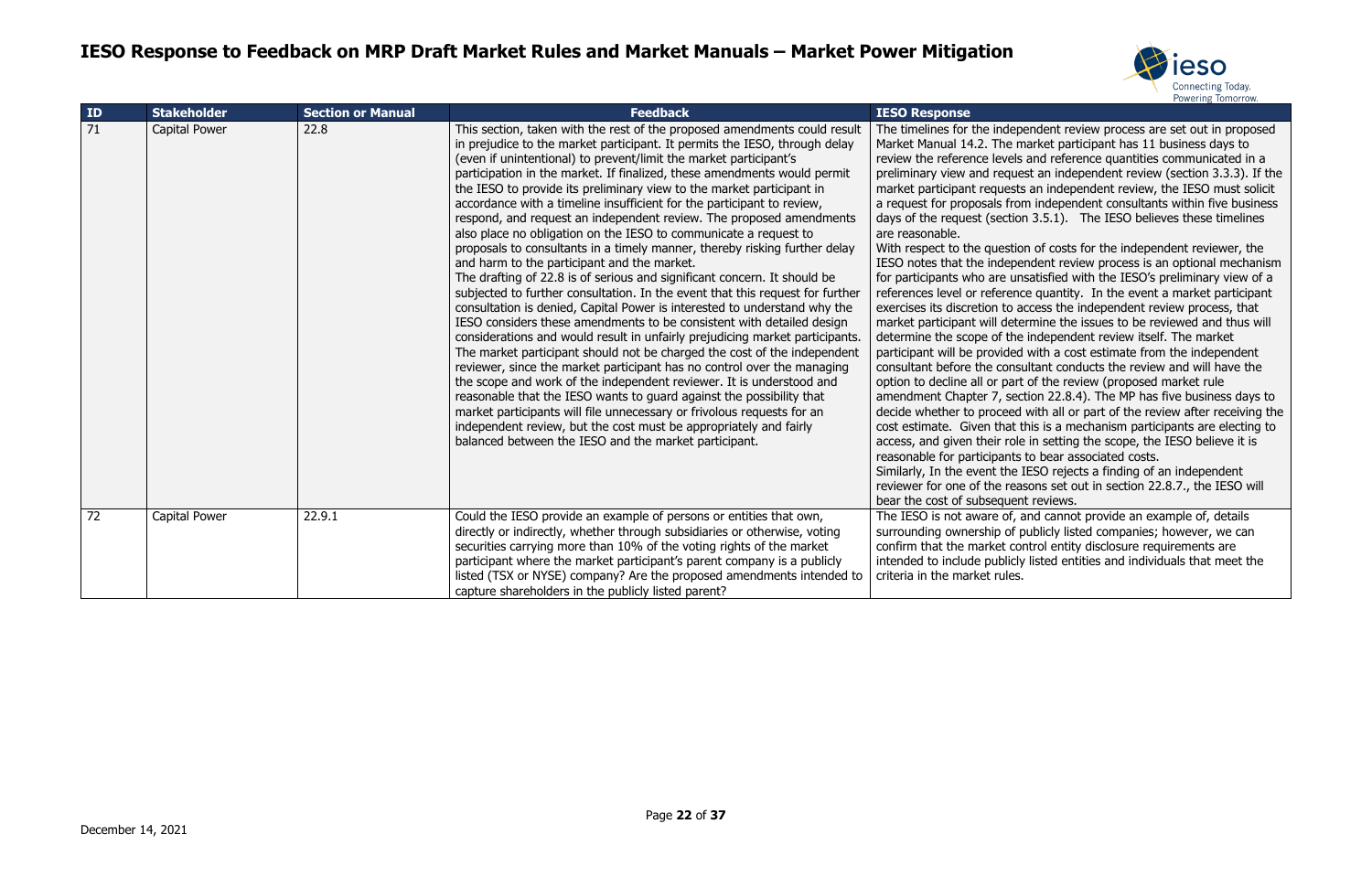# IESO Response to Feedback on MRP Draft Market Rules and Market Manuals – Market Power Mitigation

| ID | Stakeholder | Section or Manual | Feedback | IESO Response |
|---|---|---|---|---|
| 71 | Capital Power | 22.8 | This section, taken with the rest of the proposed amendments could result in prejudice to the market participant. It permits the IESO, through delay (even if unintentional) to prevent/limit the market participant's participation in the market. If finalized, these amendments would permit the IESO to provide its preliminary view to the market participant in accordance with a timeline insufficient for the participant to review, respond, and request an independent review. The proposed amendments also place no obligation on the IESO to communicate a request to proposals to consultants in a timely manner, thereby risking further delay and harm to the participant and the market.<br>The drafting of 22.8 is of serious and significant concern. It should be subjected to further consultation. In the event that this request for further consultation is denied, Capital Power is interested to understand why the IESO considers these amendments to be consistent with detailed design considerations and would result in unfairly prejudicing market participants. The market participant should not be charged the cost of the independent reviewer, since the market participant has no control over the managing the scope and work of the independent reviewer. It is understood and reasonable that the IESO wants to guard against the possibility that market participants will file unnecessary or frivolous requests for an independent review, but the cost must be appropriately and fairly balanced between the IESO and the market participant. | The timelines for the independent review process are set out in proposed Market Manual 14.2. The market participant has 11 business days to review the reference levels and reference quantities communicated in a preliminary view and request an independent review (section 3.3.3). If the market participant requests an independent review, the IESO must solicit a request for proposals from independent consultants within five business days of the request (section 3.5.1). The IESO believes these timelines are reasonable.<br>With respect to the question of costs for the independent reviewer, the IESO notes that the independent review process is an optional mechanism for participants who are unsatisfied with the IESO's preliminary view of a references level or reference quantity. In the event a market participant exercises its discretion to access the independent review process, that market participant will determine the issues to be reviewed and thus will determine the scope of the independent review itself. The market participant will be provided with a cost estimate from the independent consultant before the consultant conducts the review and will have the option to decline all or part of the review (proposed market rule amendment Chapter 7, section 22.8.4). The MP has five business days to decide whether to proceed with all or part of the review after receiving the cost estimate. Given that this is a mechanism participants are electing to access, and given their role in setting the scope, the IESO believe it is reasonable for participants to bear associated costs.<br>Similarly, In the event the IESO rejects a finding of an independent reviewer for one of the reasons set out in section 22.8.7., the IESO will bear the cost of subsequent reviews. |
| 72 | Capital Power | 22.9.1 | Could the IESO provide an example of persons or entities that own, directly or indirectly, whether through subsidiaries or otherwise, voting securities carrying more than 10% of the voting rights of the market participant where the market participant's parent company is a publicly listed (TSX or NYSE) company? Are the proposed amendments intended to capture shareholders in the publicly listed parent? | The IESO is not aware of, and cannot provide an example of, details surrounding ownership of publicly listed companies; however, we can confirm that the market control entity disclosure requirements are intended to include publicly listed entities and individuals that meet the criteria in the market rules. |

December 14, 2021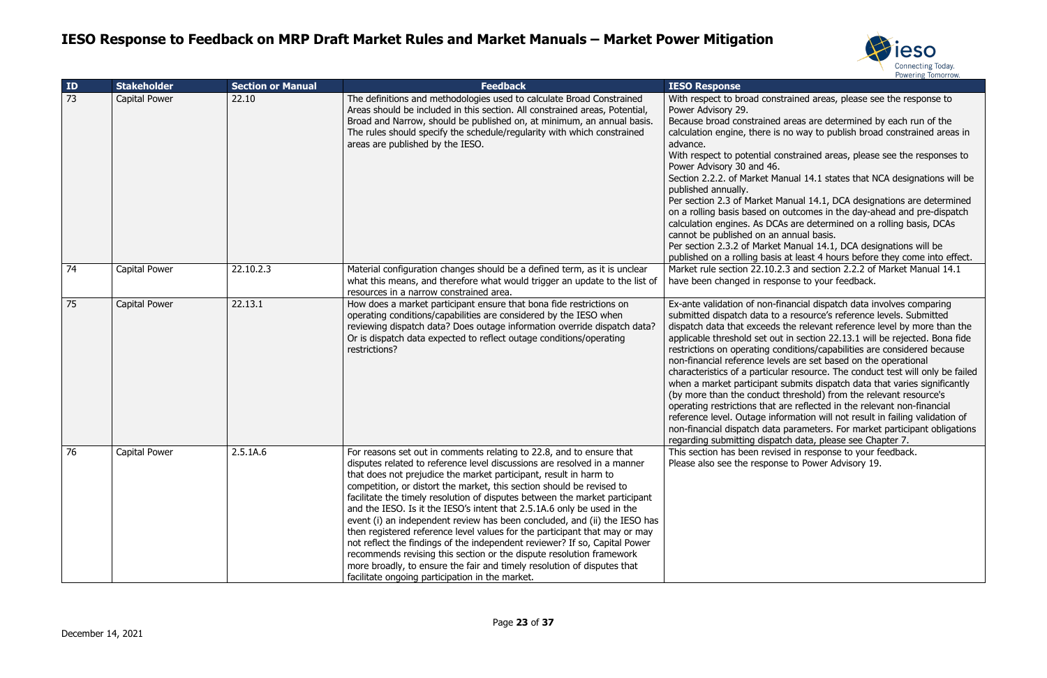# IESO Response to Feedback on MRP Draft Market Rules and Market Manuals – Market Power Mitigation

| ID | Stakeholder | Section or Manual | Feedback | IESO Response |
| --- | --- | --- | --- | --- |
| 73 | Capital Power | 22.10 | The definitions and methodologies used to calculate Broad Constrained Areas should be included in this section. All constrained areas, Potential, Broad and Narrow, should be published on, at minimum, an annual basis. The rules should specify the schedule/regularity with which constrained areas are published by the IESO. | With respect to broad constrained areas, please see the response to Power Advisory 29. Because broad constrained areas are determined by each run of the calculation engine, there is no way to publish broad constrained areas in advance. With respect to potential constrained areas, please see the responses to Power Advisory 30 and 46. Section 2.2.2. of Market Manual 14.1 states that NCA designations will be published annually. Per section 2.3 of Market Manual 14.1, DCA designations are determined on a rolling basis based on outcomes in the day-ahead and pre-dispatch calculation engines. As DCAs are determined on a rolling basis, DCAs cannot be published on an annual basis. Per section 2.3.2 of Market Manual 14.1, DCA designations will be published on a rolling basis at least 4 hours before they come into effect. |
| 74 | Capital Power | 22.10.2.3 | Material configuration changes should be a defined term, as it is unclear what this means, and therefore what would trigger an update to the list of resources in a narrow constrained area. | Market rule section 22.10.2.3 and section 2.2.2 of Market Manual 14.1 have been changed in response to your feedback. |
| 75 | Capital Power | 22.13.1 | How does a market participant ensure that bona fide restrictions on operating conditions/capabilities are considered by the IESO when reviewing dispatch data? Does outage information override dispatch data? Or is dispatch data expected to reflect outage conditions/operating restrictions? | Ex-ante validation of non-financial dispatch data involves comparing submitted dispatch data to a resource's reference levels. Submitted dispatch data that exceeds the relevant reference level by more than the applicable threshold set out in section 22.13.1 will be rejected. Bona fide restrictions on operating conditions/capabilities are considered because non-financial reference levels are set based on the operational characteristics of a particular resource. The conduct test will only be failed when a market participant submits dispatch data that varies significantly (by more than the conduct threshold) from the relevant resource's operating restrictions that are reflected in the relevant non-financial reference level. Outage information will not result in failing validation of non-financial dispatch data parameters. For market participant obligations regarding submitting dispatch data, please see Chapter 7. |
| 76 | Capital Power | 2.5.1A.6 | For reasons set out in comments relating to 22.8, and to ensure that disputes related to reference level discussions are resolved in a manner that does not prejudice the market participant, result in harm to competition, or distort the market, this section should be revised to facilitate the timely resolution of disputes between the market participant and the IESO. Is it the IESO's intent that 2.5.1A.6 only be used in the event (i) an independent review has been concluded, and (ii) the IESO has then registered reference level values for the participant that may or may not reflect the findings of the independent reviewer? If so, Capital Power recommends revising this section or the dispute resolution framework more broadly, to ensure the fair and timely resolution of disputes that facilitate ongoing participation in the market. | This section has been revised in response to your feedback. Please also see the response to Power Advisory 19. |

December 14, 2021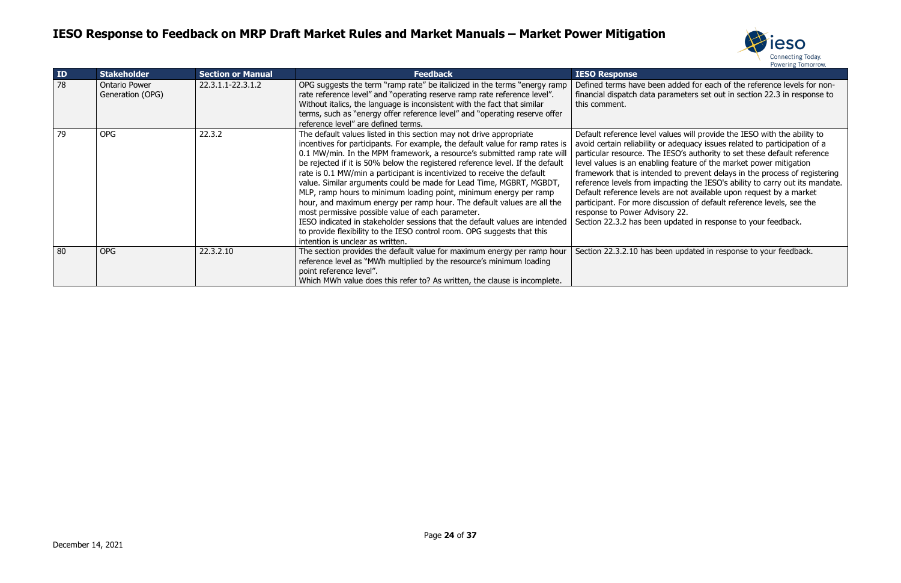# IESO Response to Feedback on MRP Draft Market Rules and Market Manuals – Market Power Mitigation

| ID | Stakeholder | Section or Manual | Feedback | IESO Response |
|---|---|---|---|---|
| 78 | Ontario Power Generation (OPG) | 22.3.1.1-22.3.1.2 | OPG suggests the term "ramp rate" be italicized in the terms "energy ramp rate reference level" and "operating reserve ramp rate reference level". Without italics, the language is inconsistent with the fact that similar terms, such as "energy offer reference level" and "operating reserve offer reference level" are defined terms. | Defined terms have been added for each of the reference levels for non-financial dispatch data parameters set out in section 22.3 in response to this comment. |
| 79 | OPG | 22.3.2 | The default values listed in this section may not drive appropriate incentives for participants. For example, the default value for ramp rates is 0.1 MW/min. In the MPM framework, a resource's submitted ramp rate will be rejected if it is 50% below the registered reference level. If the default rate is 0.1 MW/min a participant is incentivized to receive the default value. Similar arguments could be made for Lead Time, MGBRT, MGBDT, MLP, ramp hours to minimum loading point, minimum energy per ramp hour, and maximum energy per ramp hour. The default values are all the most permissive possible value of each parameter.<br>IESO indicated in stakeholder sessions that the default values are intended to provide flexibility to the IESO control room. OPG suggests that this intention is unclear as written. | Default reference level values will provide the IESO with the ability to avoid certain reliability or adequacy issues related to participation of a particular resource. The IESO's authority to set these default reference level values is an enabling feature of the market power mitigation framework that is intended to prevent delays in the process of registering reference levels from impacting the IESO's ability to carry out its mandate. Default reference levels are not available upon request by a market participant. For more discussion of default reference levels, see the response to Power Advisory 22.<br>Section 22.3.2 has been updated in response to your feedback. |
| 80 | OPG | 22.3.2.10 | The section provides the default value for maximum energy per ramp hour reference level as "MWh multiplied by the resource's minimum loading point reference level".<br>Which MWh value does this refer to? As written, the clause is incomplete. | Section 22.3.2.10 has been updated in response to your feedback. |

December 14, 2021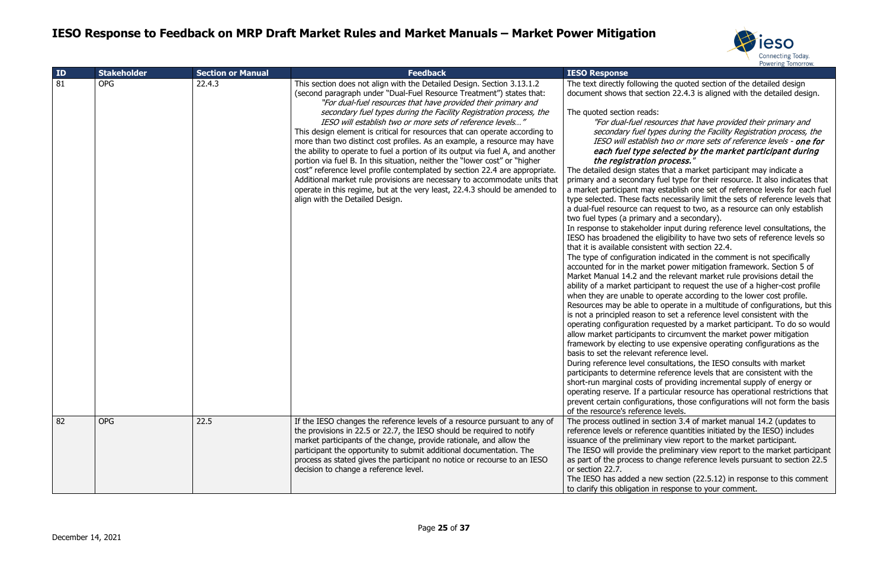# IESO Response to Feedback on MRP Draft Market Rules and Market Manuals – Market Power Mitigation

| ID | Stakeholder | Section or Manual | Feedback | IESO Response |
|---|---|---|---|---|
| 81 | OPG | 22.4.3 | This section does not align with the Detailed Design. Section 3.13.1.2 (second paragraph under "Dual-Fuel Resource Treatment") states that: *"For dual-fuel resources that have provided their primary and secondary fuel types during the Facility Registration process, the IESO will establish two or more sets of reference levels…"* This design element is critical for resources that can operate according to more than two distinct cost profiles. As an example, a resource may have the ability to operate to fuel a portion of its output via fuel A, and another portion via fuel B. In this situation, neither the "lower cost" or "higher cost" reference level profile contemplated by section 22.4 are appropriate. Additional market rule provisions are necessary to accommodate units that operate in this regime, but at the very least, 22.4.3 should be amended to align with the Detailed Design. | The text directly following the quoted section of the detailed design document shows that section 22.4.3 is aligned with the detailed design.<br><br>The quoted section reads:<br>*"For dual-fuel resources that have provided their primary and secondary fuel types during the Facility Registration process, the IESO will establish two or more sets of reference levels -* ***one for each fuel type selected by the market participant during the registration process.****"*<br>The detailed design states that a market participant may indicate a primary and a secondary fuel type for their resource. It also indicates that a market participant may establish one set of reference levels for each fuel type selected. These facts necessarily limit the sets of reference levels that a dual-fuel resource can request to two, as a resource can only establish two fuel types (a primary and a secondary).<br>In response to stakeholder input during reference level consultations, the IESO has broadened the eligibility to have two sets of reference levels so that it is available consistent with section 22.4.<br>The type of configuration indicated in the comment is not specifically accounted for in the market power mitigation framework. Section 5 of Market Manual 14.2 and the relevant market rule provisions detail the ability of a market participant to request the use of a higher-cost profile when they are unable to operate according to the lower cost profile. Resources may be able to operate in a multitude of configurations, but this is not a principled reason to set a reference level consistent with the operating configuration requested by a market participant. To do so would allow market participants to circumvent the market power mitigation framework by electing to use expensive operating configurations as the basis to set the relevant reference level.<br>During reference level consultations, the IESO consults with market participants to determine reference levels that are consistent with the short-run marginal costs of providing incremental supply of energy or operating reserve. If a particular resource has operational restrictions that prevent certain configurations, those configurations will not form the basis of the resource's reference levels. |
| 82 | OPG | 22.5 | If the IESO changes the reference levels of a resource pursuant to any of the provisions in 22.5 or 22.7, the IESO should be required to notify market participants of the change, provide rationale, and allow the participant the opportunity to submit additional documentation. The process as stated gives the participant no notice or recourse to an IESO decision to change a reference level. | The process outlined in section 3.4 of market manual 14.2 (updates to reference levels or reference quantities initiated by the IESO) includes issuance of the preliminary view report to the market participant.<br>The IESO will provide the preliminary view report to the market participant as part of the process to change reference levels pursuant to section 22.5 or section 22.7.<br>The IESO has added a new section (22.5.12) in response to this comment to clarify this obligation in response to your comment. |

December 14, 2021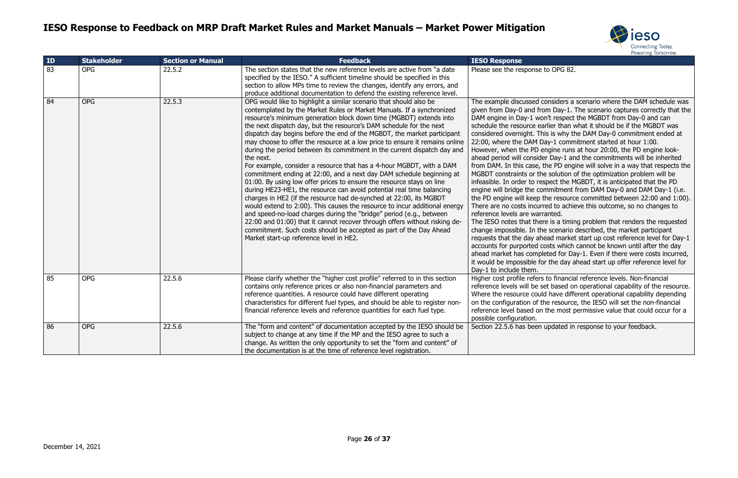# IESO Response to Feedback on MRP Draft Market Rules and Market Manuals – Market Power Mitigation

| ID | Stakeholder | Section or Manual | Feedback | IESO Response |
| --- | --- | --- | --- | --- |
| 83 | OPG | 22.5.2 | The section states that the new reference levels are active from "a date specified by the IESO." A sufficient timeline should be specified in this section to allow MPs time to review the changes, identify any errors, and produce additional documentation to defend the existing reference level. | Please see the response to OPG 82. |
| 84 | OPG | 22.5.3 | OPG would like to highlight a similar scenario that should also be contemplated by the Market Rules or Market Manuals. If a synchronized resource's minimum generation block down time (MGBDT) extends into the next dispatch day, but the resource's DAM schedule for the next dispatch day begins before the end of the MGBDT, the market participant may choose to offer the resource at a low price to ensure it remains online during the period between its commitment in the current dispatch day and the next.<br>For example, consider a resource that has a 4-hour MGBDT, with a DAM commitment ending at 22:00, and a next day DAM schedule beginning at 01:00. By using low offer prices to ensure the resource stays on line during HE23-HE1, the resource can avoid potential real time balancing charges in HE2 (if the resource had de-synched at 22:00, its MGBDT would extend to 2:00). This causes the resource to incur additional energy and speed-no-load charges during the "bridge" period (e.g., between 22:00 and 01:00) that it cannot recover through offers without risking de-commitment. Such costs should be accepted as part of the Day Ahead Market start-up reference level in HE2. | The example discussed considers a scenario where the DAM schedule was given from Day-0 and from Day-1. The scenario captures correctly that the DAM engine in Day-1 won't respect the MGBDT from Day-0 and can schedule the resource earlier than what it should be if the MGBDT was considered overnight. This is why the DAM Day-0 commitment ended at 22:00, where the DAM Day-1 commitment started at hour 1:00. However, when the PD engine runs at hour 20:00, the PD engine look-ahead period will consider Day-1 and the commitments will be inherited from DAM. In this case, the PD engine will solve in a way that respects the MGBDT constraints or the solution of the optimization problem will be infeasible. In order to respect the MGBDT, it is anticipated that the PD engine will bridge the commitment from DAM Day-0 and DAM Day-1 (i.e. the PD engine will keep the resource committed between 22:00 and 1:00). There are no costs incurred to achieve this outcome, so no changes to reference levels are warranted.<br>The IESO notes that there is a timing problem that renders the requested change impossible. In the scenario described, the market participant requests that the day ahead market start up cost reference level for Day-1 accounts for purported costs which cannot be known until after the day ahead market has completed for Day-1. Even if there were costs incurred, it would be impossible for the day ahead start up offer reference level for Day-1 to include them. |
| 85 | OPG | 22.5.6 | Please clarify whether the "higher cost profile" referred to in this section contains only reference prices or also non-financial parameters and reference quantities. A resource could have different operating characteristics for different fuel types, and should be able to register non-financial reference levels and reference quantities for each fuel type. | Higher cost profile refers to financial reference levels. Non-financial reference levels will be set based on operational capability of the resource. Where the resource could have different operational capability depending on the configuration of the resource, the IESO will set the non-financial reference level based on the most permissive value that could occur for a possible configuration. |
| 86 | OPG | 22.5.6 | The "form and content" of documentation accepted by the IESO should be subject to change at any time if the MP and the IESO agree to such a change. As written the only opportunity to set the "form and content" of the documentation is at the time of reference level registration. | Section 22.5.6 has been updated in response to your feedback. |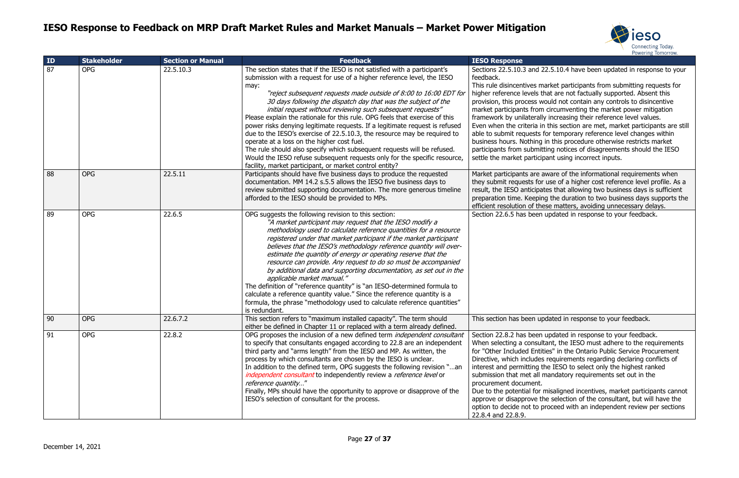# IESO Response to Feedback on MRP Draft Market Rules and Market Manuals – Market Power Mitigation

| ID | Stakeholder | Section or Manual | Feedback | IESO Response |
|---|---|---|---|---|
| 87 | OPG | 22.5.10.3 | The section states that if the IESO is not satisfied with a participant's submission with a request for use of a higher reference level, the IESO may: *"reject subsequent requests made outside of 8:00 to 16:00 EDT for 30 days following the dispatch day that was the subject of the initial request without reviewing such subsequent requests"* Please explain the rationale for this rule. OPG feels that exercise of this power risks denying legitimate requests. If a legitimate request is refused due to the IESO's exercise of 22.5.10.3, the resource may be required to operate at a loss on the higher cost fuel. The rule should also specify which subsequent requests will be refused. Would the IESO refuse subsequent requests only for the specific resource, facility, market participant, or market control entity? | Sections 22.5.10.3 and 22.5.10.4 have been updated in response to your feedback. This rule disincentives market participants from submitting requests for higher reference levels that are not factually supported. Absent this provision, this process would not contain any controls to disincentive market participants from circumventing the market power mitigation framework by unilaterally increasing their reference level values. Even when the criteria in this section are met, market participants are still able to submit requests for temporary reference level changes within business hours. Nothing in this procedure otherwise restricts market participants from submitting notices of disagreements should the IESO settle the market participant using incorrect inputs. |
| 88 | OPG | 22.5.11 | Participants should have five business days to produce the requested documentation. MM 14.2 s.5.5 allows the IESO five business days to review submitted supporting documentation. The more generous timeline afforded to the IESO should be provided to MPs. | Market participants are aware of the informational requirements when they submit requests for use of a higher cost reference level profile. As a result, the IESO anticipates that allowing two business days is sufficient preparation time. Keeping the duration to two business days supports the efficient resolution of these matters, avoiding unnecessary delays. |
| 89 | OPG | 22.6.5 | OPG suggests the following revision to this section: *"A market participant may request that the IESO modify a methodology used to calculate reference quantities for a resource registered under that market participant if the market participant believes that the IESO's methodology reference quantity will over-estimate the quantity of energy or operating reserve that the resource can provide. Any request to do so must be accompanied by additional data and supporting documentation, as set out in the applicable market manual."* The definition of "reference quantity" is "an IESO-determined formula to calculate a reference quantity value." Since the reference quantity is a formula, the phrase "methodology used to calculate reference quantities" is redundant. | Section 22.6.5 has been updated in response to your feedback. |
| 90 | OPG | 22.6.7.2 | This section refers to "maximum installed capacity". The term should either be defined in Chapter 11 or replaced with a term already defined. | This section has been updated in response to your feedback. |
| 91 | OPG | 22.8.2 | OPG proposes the inclusion of a new defined term *independent consultant* to specify that consultants engaged according to 22.8 are an independent third party and "arms length" from the IESO and MP. As written, the process by which consultants are chosen by the IESO is unclear. In addition to the defined term, OPG suggests the following revision "…an *independent consultant* to independently review a *reference level* or *reference quantity…*" Finally, MPs should have the opportunity to approve or disapprove of the IESO's selection of consultant for the process. | Section 22.8.2 has been updated in response to your feedback. When selecting a consultant, the IESO must adhere to the requirements for "Other Included Entities" in the Ontario Public Service Procurement Directive, which includes requirements regarding declaring conflicts of interest and permitting the IESO to select only the highest ranked submission that met all mandatory requirements set out in the procurement document. Due to the potential for misaligned incentives, market participants cannot approve or disapprove the selection of the consultant, but will have the option to decide not to proceed with an independent review per sections 22.8.4 and 22.8.9. |

December 14, 2021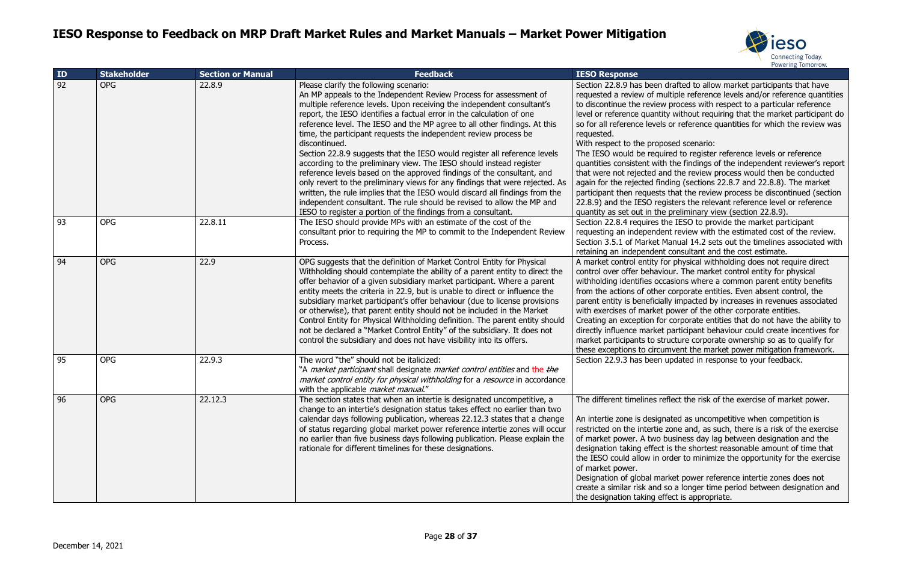# IESO Response to Feedback on MRP Draft Market Rules and Market Manuals – Market Power Mitigation

| ID | Stakeholder | Section or Manual | Feedback | IESO Response |
|---|---|---|---|---|
| 92 | OPG | 22.8.9 | Please clarify the following scenario:<br>An MP appeals to the Independent Review Process for assessment of multiple reference levels. Upon receiving the independent consultant's report, the IESO identifies a factual error in the calculation of one reference level. The IESO and the MP agree to all other findings. At this time, the participant requests the independent review process be discontinued.<br>Section 22.8.9 suggests that the IESO would register all reference levels according to the preliminary view. The IESO should instead register reference levels based on the approved findings of the consultant, and only revert to the preliminary views for any findings that were rejected. As written, the rule implies that the IESO would discard all findings from the independent consultant. The rule should be revised to allow the MP and IESO to register a portion of the findings from a consultant. | Section 22.8.9 has been drafted to allow market participants that have requested a review of multiple reference levels and/or reference quantities to discontinue the review process with respect to a particular reference level or reference quantity without requiring that the market participant do so for all reference levels or reference quantities for which the review was requested.<br>With respect to the proposed scenario:<br>The IESO would be required to register reference levels or reference quantities consistent with the findings of the independent reviewer's report that were not rejected and the review process would then be conducted again for the rejected finding (sections 22.8.7 and 22.8.8). The market participant then requests that the review process be discontinued (section 22.8.9) and the IESO registers the relevant reference level or reference quantity as set out in the preliminary view (section 22.8.9). |
| 93 | OPG | 22.8.11 | The IESO should provide MPs with an estimate of the cost of the consultant prior to requiring the MP to commit to the Independent Review Process. | Section 22.8.4 requires the IESO to provide the market participant requesting an independent review with the estimated cost of the review. Section 3.5.1 of Market Manual 14.2 sets out the timelines associated with retaining an independent consultant and the cost estimate. |
| 94 | OPG | 22.9 | OPG suggests that the definition of Market Control Entity for Physical Withholding should contemplate the ability of a parent entity to direct the offer behavior of a given subsidiary market participant. Where a parent entity meets the criteria in 22.9, but is unable to direct or influence the subsidiary market participant's offer behaviour (due to license provisions or otherwise), that parent entity should not be included in the Market Control Entity for Physical Withholding definition. The parent entity should not be declared a "Market Control Entity" of the subsidiary. It does not control the subsidiary and does not have visibility into its offers. | A market control entity for physical withholding does not require direct control over offer behaviour. The market control entity for physical withholding identifies occasions where a common parent entity benefits from the actions of other corporate entities. Even absent control, the parent entity is beneficially impacted by increases in revenues associated with exercises of market power of the other corporate entities.<br>Creating an exception for corporate entities that do not have the ability to directly influence market participant behaviour could create incentives for market participants to structure corporate ownership so as to qualify for these exceptions to circumvent the market power mitigation framework. |
| 95 | OPG | 22.9.3 | The word "the" should not be italicized:<br>"A *market participant* shall designate *market control entities* and the ~~*the*~~ *market control entity for physical withholding* for a *resource* in accordance with the applicable *market manual*." | Section 22.9.3 has been updated in response to your feedback. |
| 96 | OPG | 22.12.3 | The section states that when an intertie is designated uncompetitive, a change to an intertie's designation status takes effect no earlier than two calendar days following publication, whereas 22.12.3 states that a change of status regarding global market power reference intertie zones will occur no earlier than five business days following publication. Please explain the rationale for different timelines for these designations. | The different timelines reflect the risk of the exercise of market power.<br><br>An intertie zone is designated as uncompetitive when competition is restricted on the intertie zone and, as such, there is a risk of the exercise of market power. A two business day lag between designation and the designation taking effect is the shortest reasonable amount of time that the IESO could allow in order to minimize the opportunity for the exercise of market power.<br>Designation of global market power reference intertie zones does not create a similar risk and so a longer time period between designation and the designation taking effect is appropriate. |

December 14, 2021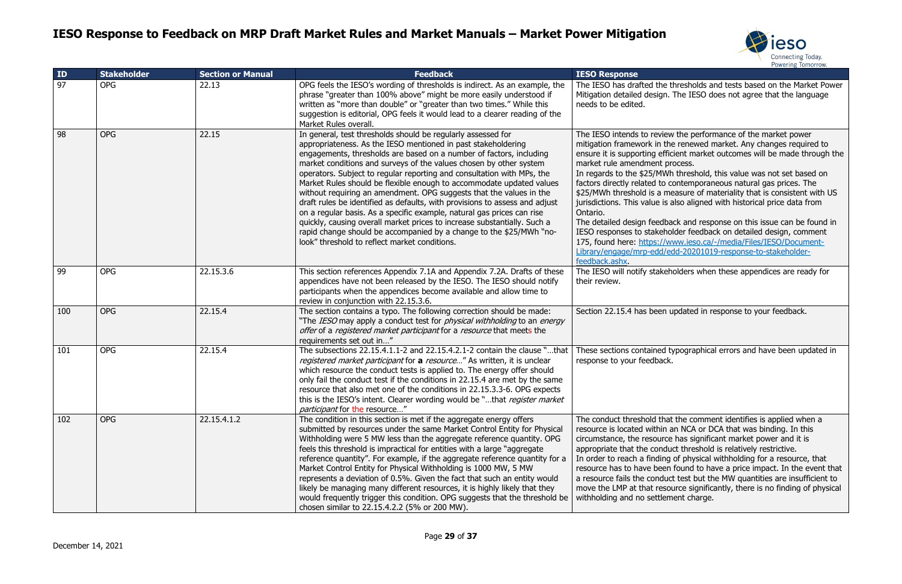# IESO Response to Feedback on MRP Draft Market Rules and Market Manuals – Market Power Mitigation

| ID | Stakeholder | Section or Manual | Feedback | IESO Response |
|---|---|---|---|---|
| 97 | OPG | 22.13 | OPG feels the IESO's wording of thresholds is indirect. As an example, the phrase "greater than 100% above" might be more easily understood if written as "more than double" or "greater than two times." While this suggestion is editorial, OPG feels it would lead to a clearer reading of the Market Rules overall. | The IESO has drafted the thresholds and tests based on the Market Power Mitigation detailed design. The IESO does not agree that the language needs to be edited. |
| 98 | OPG | 22.15 | In general, test thresholds should be regularly assessed for appropriateness. As the IESO mentioned in past stakeholdering engagements, thresholds are based on a number of factors, including market conditions and surveys of the values chosen by other system operators. Subject to regular reporting and consultation with MPs, the Market Rules should be flexible enough to accommodate updated values without requiring an amendment. OPG suggests that the values in the draft rules be identified as defaults, with provisions to assess and adjust on a regular basis. As a specific example, natural gas prices can rise quickly, causing overall market prices to increase substantially. Such a rapid change should be accompanied by a change to the $25/MWh "no-look" threshold to reflect market conditions. | The IESO intends to review the performance of the market power mitigation framework in the renewed market. Any changes required to ensure it is supporting efficient market outcomes will be made through the market rule amendment process.<br>In regards to the $25/MWh threshold, this value was not set based on factors directly related to contemporaneous natural gas prices. The $25/MWh threshold is a measure of materiality that is consistent with US jurisdictions. This value is also aligned with historical price data from Ontario.<br>The detailed design feedback and response on this issue can be found in IESO responses to stakeholder feedback on detailed design, comment 175, found here: [https://www.ieso.ca/-/media/Files/IESO/Document-Library/engage/mrp-edd/edd-20201019-response-to-stakeholder-feedback.ashx](https://www.ieso.ca/-/media/Files/IESO/Document-Library/engage/mrp-edd/edd-20201019-response-to-stakeholder-feedback.ashx). |
| 99 | OPG | 22.15.3.6 | This section references Appendix 7.1A and Appendix 7.2A. Drafts of these appendices have not been released by the IESO. The IESO should notify participants when the appendices become available and allow time to review in conjunction with 22.15.3.6. | The IESO will notify stakeholders when these appendices are ready for their review. |
| 100 | OPG | 22.15.4 | The section contains a typo. The following correction should be made: "The *IESO* may apply a conduct test for *physical withholding* to an *energy offer* of a *registered market participant* for a *resource* that meets the requirements set out in…" | Section 22.15.4 has been updated in response to your feedback. |
| 101 | OPG | 22.15.4 | The subsections 22.15.4.1.1-2 and 22.15.4.2.1-2 contain the clause "…that *registered market participant* for **a** *resource*…" As written, it is unclear which resource the conduct tests is applied to. The energy offer should only fail the conduct test if the conditions in 22.15.4 are met by the same resource that also met one of the conditions in 22.15.3.3-6. OPG expects this is the IESO's intent. Clearer wording would be "…that *register market participant* for the resource…" | These sections contained typographical errors and have been updated in response to your feedback. |
| 102 | OPG | 22.15.4.1.2 | The condition in this section is met if the aggregate energy offers submitted by resources under the same Market Control Entity for Physical Withholding were 5 MW less than the aggregate reference quantity. OPG feels this threshold is impractical for entities with a large "aggregate reference quantity". For example, if the aggregate reference quantity for a Market Control Entity for Physical Withholding is 1000 MW, 5 MW represents a deviation of 0.5%. Given the fact that such an entity would likely be managing many different resources, it is highly likely that they would frequently trigger this condition. OPG suggests that the threshold be chosen similar to 22.15.4.2.2 (5% or 200 MW). | The conduct threshold that the comment identifies is applied when a resource is located within an NCA or DCA that was binding. In this circumstance, the resource has significant market power and it is appropriate that the conduct threshold is relatively restrictive.<br>In order to reach a finding of physical withholding for a resource, that resource has to have been found to have a price impact. In the event that a resource fails the conduct test but the MW quantities are insufficient to move the LMP at that resource significantly, there is no finding of physical withholding and no settlement charge. |

December 14, 2021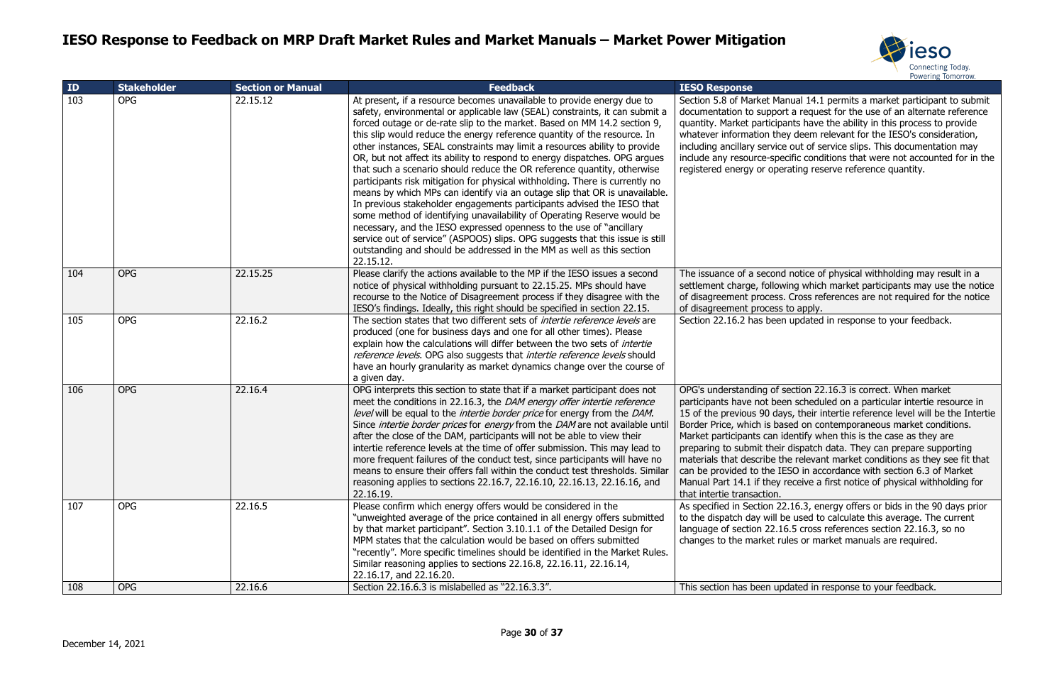# IESO Response to Feedback on MRP Draft Market Rules and Market Manuals – Market Power Mitigation

| ID | Stakeholder | Section or Manual | Feedback | IESO Response |
|---|---|---|---|---|
| 103 | OPG | 22.15.12 | At present, if a resource becomes unavailable to provide energy due to safety, environmental or applicable law (SEAL) constraints, it can submit a forced outage or de-rate slip to the market. Based on MM 14.2 section 9, this slip would reduce the energy reference quantity of the resource. In other instances, SEAL constraints may limit a resources ability to provide OR, but not affect its ability to respond to energy dispatches. OPG argues that such a scenario should reduce the OR reference quantity, otherwise participants risk mitigation for physical withholding. There is currently no means by which MPs can identify via an outage slip that OR is unavailable. In previous stakeholder engagements participants advised the IESO that some method of identifying unavailability of Operating Reserve would be necessary, and the IESO expressed openness to the use of "ancillary service out of service" (ASPOOS) slips. OPG suggests that this issue is still outstanding and should be addressed in the MM as well as this section 22.15.12. | Section 5.8 of Market Manual 14.1 permits a market participant to submit documentation to support a request for the use of an alternate reference quantity. Market participants have the ability in this process to provide whatever information they deem relevant for the IESO's consideration, including ancillary service out of service slips. This documentation may include any resource-specific conditions that were not accounted for in the registered energy or operating reserve reference quantity. |
| 104 | OPG | 22.15.25 | Please clarify the actions available to the MP if the IESO issues a second notice of physical withholding pursuant to 22.15.25. MPs should have recourse to the Notice of Disagreement process if they disagree with the IESO's findings. Ideally, this right should be specified in section 22.15. | The issuance of a second notice of physical withholding may result in a settlement charge, following which market participants may use the notice of disagreement process. Cross references are not required for the notice of disagreement process to apply. |
| 105 | OPG | 22.16.2 | The section states that two different sets of *intertie reference levels* are produced (one for business days and one for all other times). Please explain how the calculations will differ between the two sets of *intertie reference levels*. OPG also suggests that *intertie reference levels* should have an hourly granularity as market dynamics change over the course of a given day. | Section 22.16.2 has been updated in response to your feedback. |
| 106 | OPG | 22.16.4 | OPG interprets this section to state that if a market participant does not meet the conditions in 22.16.3, the *DAM energy offer intertie reference level* will be equal to the *intertie border price* for energy from the *DAM*. Since *intertie border prices* for *energy* from the *DAM* are not available until after the close of the DAM, participants will not be able to view their intertie reference levels at the time of offer submission. This may lead to more frequent failures of the conduct test, since participants will have no means to ensure their offers fall within the conduct test thresholds. Similar reasoning applies to sections 22.16.7, 22.16.10, 22.16.13, 22.16.16, and 22.16.19. | OPG's understanding of section 22.16.3 is correct. When market participants have not been scheduled on a particular intertie resource in 15 of the previous 90 days, their intertie reference level will be the Intertie Border Price, which is based on contemporaneous market conditions. Market participants can identify when this is the case as they are preparing to submit their dispatch data. They can prepare supporting materials that describe the relevant market conditions as they see fit that can be provided to the IESO in accordance with section 6.3 of Market Manual Part 14.1 if they receive a first notice of physical withholding for that intertie transaction. |
| 107 | OPG | 22.16.5 | Please confirm which energy offers would be considered in the "unweighted average of the price contained in all energy offers submitted by that market participant". Section 3.10.1.1 of the Detailed Design for MPM states that the calculation would be based on offers submitted "recently". More specific timelines should be identified in the Market Rules. Similar reasoning applies to sections 22.16.8, 22.16.11, 22.16.14, 22.16.17, and 22.16.20. | As specified in Section 22.16.3, energy offers or bids in the 90 days prior to the dispatch day will be used to calculate this average. The current language of section 22.16.5 cross references section 22.16.3, so no changes to the market rules or market manuals are required. |
| 108 | OPG | 22.16.6 | Section 22.16.6.3 is mislabelled as "22.16.3.3". | This section has been updated in response to your feedback. |

December 14, 2021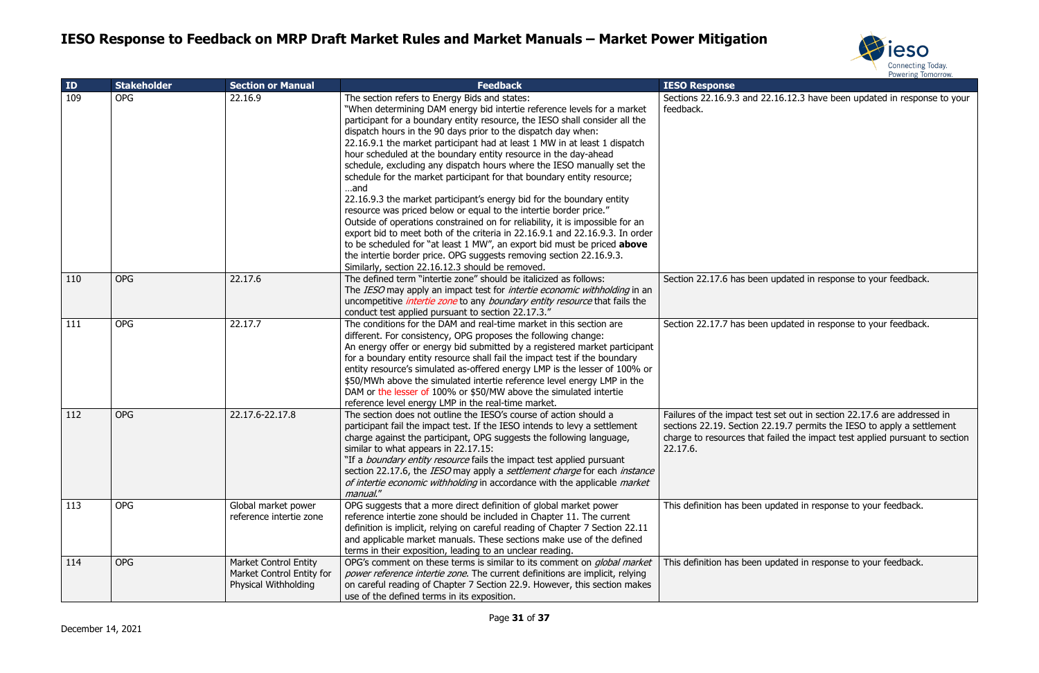# IESO Response to Feedback on MRP Draft Market Rules and Market Manuals – Market Power Mitigation

| ID | Stakeholder | Section or Manual | Feedback | IESO Response |
|---|---|---|---|---|
| 109 | OPG | 22.16.9 | The section refers to Energy Bids and states:<br>"When determining DAM energy bid intertie reference levels for a market participant for a boundary entity resource, the IESO shall consider all the dispatch hours in the 90 days prior to the dispatch day when:<br>22.16.9.1 the market participant had at least 1 MW in at least 1 dispatch hour scheduled at the boundary entity resource in the day-ahead schedule, excluding any dispatch hours where the IESO manually set the schedule for the market participant for that boundary entity resource;<br>…and<br>22.16.9.3 the market participant's energy bid for the boundary entity resource was priced below or equal to the intertie border price."<br>Outside of operations constrained on for reliability, it is impossible for an export bid to meet both of the criteria in 22.16.9.1 and 22.16.9.3. In order to be scheduled for "at least 1 MW", an export bid must be priced **above** the intertie border price. OPG suggests removing section 22.16.9.3. Similarly, section 22.16.12.3 should be removed. | Sections 22.16.9.3 and 22.16.12.3 have been updated in response to your feedback. |
| 110 | OPG | 22.17.6 | The defined term "intertie zone" should be italicized as follows:<br>The *IESO* may apply an impact test for *intertie economic withholding* in an uncompetitive *intertie zone* to any *boundary entity resource* that fails the conduct test applied pursuant to section 22.17.3." | Section 22.17.6 has been updated in response to your feedback. |
| 111 | OPG | 22.17.7 | The conditions for the DAM and real-time market in this section are different. For consistency, OPG proposes the following change:<br>An energy offer or energy bid submitted by a registered market participant for a boundary entity resource shall fail the impact test if the boundary entity resource's simulated as-offered energy LMP is the lesser of 100% or \$50/MWh above the simulated intertie reference level energy LMP in the DAM or the lesser of 100% or \$50/MW above the simulated intertie reference level energy LMP in the real-time market. | Section 22.17.7 has been updated in response to your feedback. |
| 112 | OPG | 22.17.6-22.17.8 | The section does not outline the IESO's course of action should a participant fail the impact test. If the IESO intends to levy a settlement charge against the participant, OPG suggests the following language, similar to what appears in 22.17.15:<br>"If a *boundary entity resource* fails the impact test applied pursuant section 22.17.6, the *IESO* may apply a *settlement charge* for each *instance of intertie economic withholding* in accordance with the applicable *market manual*." | Failures of the impact test set out in section 22.17.6 are addressed in sections 22.19. Section 22.19.7 permits the IESO to apply a settlement charge to resources that failed the impact test applied pursuant to section 22.17.6. |
| 113 | OPG | Global market power reference intertie zone | OPG suggests that a more direct definition of global market power reference intertie zone should be included in Chapter 11. The current definition is implicit, relying on careful reading of Chapter 7 Section 22.11 and applicable market manuals. These sections make use of the defined terms in their exposition, leading to an unclear reading. | This definition has been updated in response to your feedback. |
| 114 | OPG | Market Control Entity<br>Market Control Entity for Physical Withholding | OPG's comment on these terms is similar to its comment on *global market power reference intertie zone*. The current definitions are implicit, relying on careful reading of Chapter 7 Section 22.9. However, this section makes use of the defined terms in its exposition. | This definition has been updated in response to your feedback. |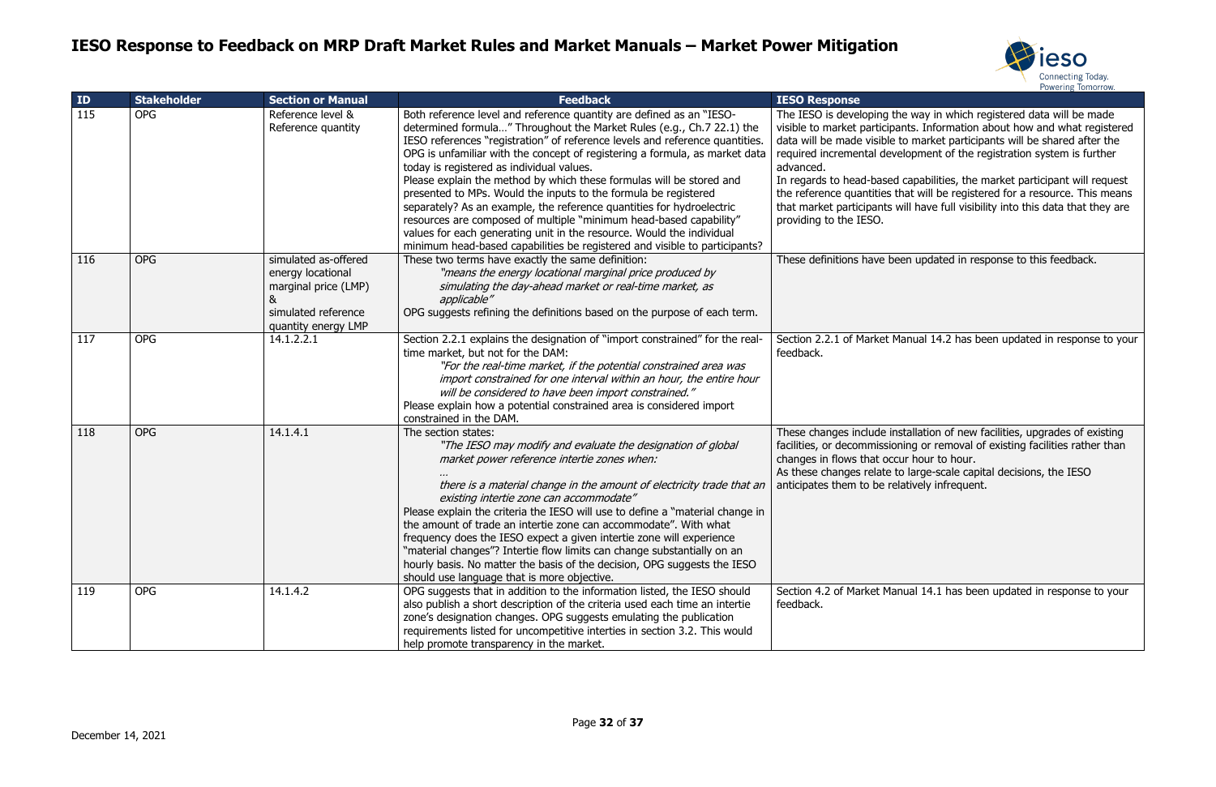# IESO Response to Feedback on MRP Draft Market Rules and Market Manuals – Market Power Mitigation

| ID | Stakeholder | Section or Manual | Feedback | IESO Response |
|---|---|---|---|---|
| 115 | OPG | Reference level & Reference quantity | Both reference level and reference quantity are defined as an "IESO-determined formula…" Throughout the Market Rules (e.g., Ch.7 22.1) the IESO references "registration" of reference levels and reference quantities. OPG is unfamiliar with the concept of registering a formula, as market data today is registered as individual values.<br>Please explain the method by which these formulas will be stored and presented to MPs. Would the inputs to the formula be registered separately? As an example, the reference quantities for hydroelectric resources are composed of multiple "minimum head-based capability" values for each generating unit in the resource. Would the individual minimum head-based capabilities be registered and visible to participants? | The IESO is developing the way in which registered data will be made visible to market participants. Information about how and what registered data will be made visible to market participants will be shared after the required incremental development of the registration system is further advanced.<br>In regards to head-based capabilities, the market participant will request the reference quantities that will be registered for a resource. This means that market participants will have full visibility into this data that they are providing to the IESO. |
| 116 | OPG | simulated as-offered energy locational marginal price (LMP) & simulated reference quantity energy LMP | These two terms have exactly the same definition:<br>*"means the energy locational marginal price produced by simulating the day-ahead market or real-time market, as applicable"*<br>OPG suggests refining the definitions based on the purpose of each term. | These definitions have been updated in response to this feedback. |
| 117 | OPG | 14.1.2.2.1 | Section 2.2.1 explains the designation of "import constrained" for the real-time market, but not for the DAM:<br>*"For the real-time market, if the potential constrained area was import constrained for one interval within an hour, the entire hour will be considered to have been import constrained."*<br>Please explain how a potential constrained area is considered import constrained in the DAM. | Section 2.2.1 of Market Manual 14.2 has been updated in response to your feedback. |
| 118 | OPG | 14.1.4.1 | The section states:<br>*"The IESO may modify and evaluate the designation of global market power reference intertie zones when:*<br>*…*<br>*there is a material change in the amount of electricity trade that an existing intertie zone can accommodate"*<br>Please explain the criteria the IESO will use to define a "material change in the amount of trade an intertie zone can accommodate". With what frequency does the IESO expect a given intertie zone will experience "material changes"? Intertie flow limits can change substantially on an hourly basis. No matter the basis of the decision, OPG suggests the IESO should use language that is more objective. | These changes include installation of new facilities, upgrades of existing facilities, or decommissioning or removal of existing facilities rather than changes in flows that occur hour to hour.<br>As these changes relate to large-scale capital decisions, the IESO anticipates them to be relatively infrequent. |
| 119 | OPG | 14.1.4.2 | OPG suggests that in addition to the information listed, the IESO should also publish a short description of the criteria used each time an intertie zone's designation changes. OPG suggests emulating the publication requirements listed for uncompetitive interties in section 3.2. This would help promote transparency in the market. | Section 4.2 of Market Manual 14.1 has been updated in response to your feedback. |

December 14, 2021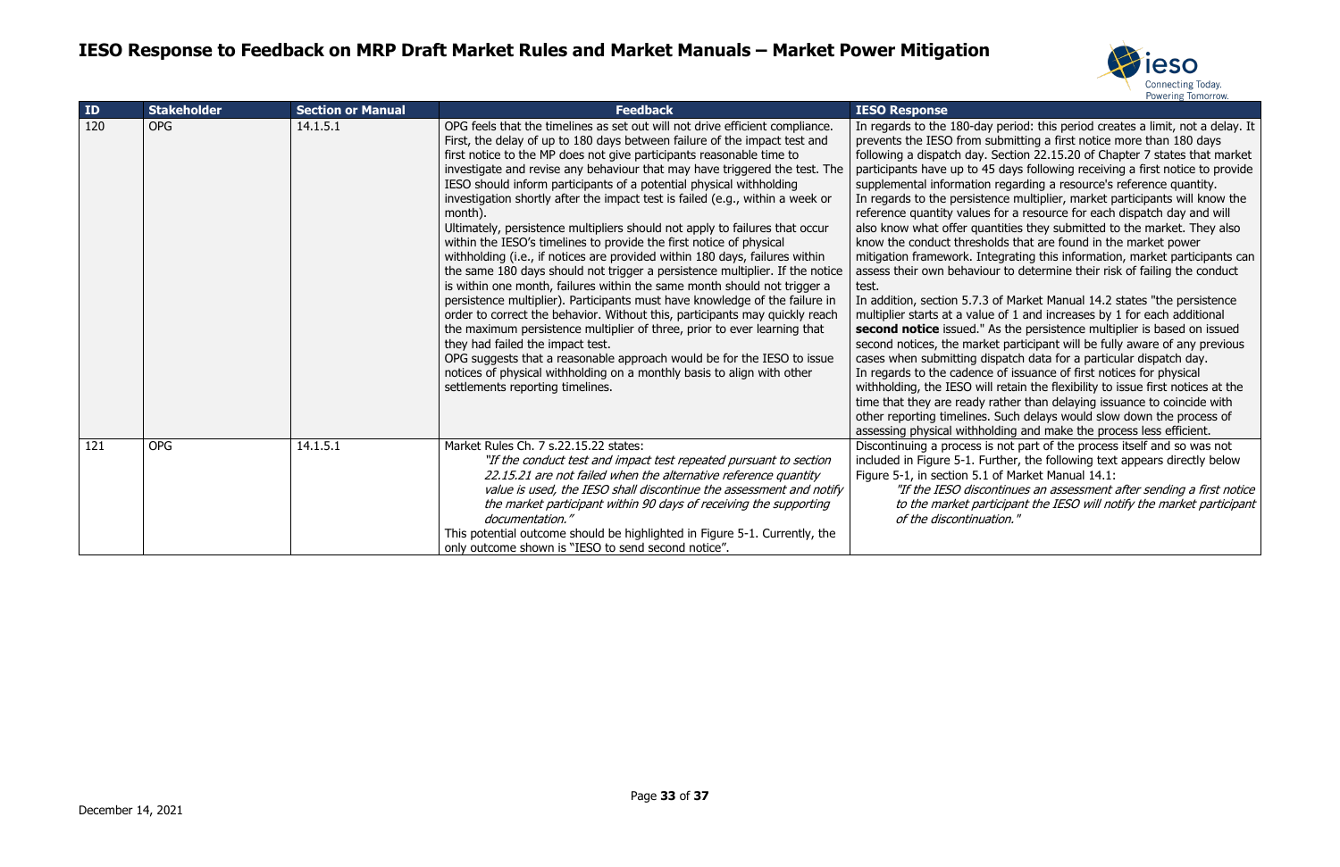# IESO Response to Feedback on MRP Draft Market Rules and Market Manuals – Market Power Mitigation

| ID | Stakeholder | Section or Manual | Feedback | IESO Response |
|---|---|---|---|---|
| 120 | OPG | 14.1.5.1 | OPG feels that the timelines as set out will not drive efficient compliance. First, the delay of up to 180 days between failure of the impact test and first notice to the MP does not give participants reasonable time to investigate and revise any behaviour that may have triggered the test. The IESO should inform participants of a potential physical withholding investigation shortly after the impact test is failed (e.g., within a week or month).<br>Ultimately, persistence multipliers should not apply to failures that occur within the IESO's timelines to provide the first notice of physical withholding (i.e., if notices are provided within 180 days, failures within the same 180 days should not trigger a persistence multiplier. If the notice is within one month, failures within the same month should not trigger a persistence multiplier). Participants must have knowledge of the failure in order to correct the behavior. Without this, participants may quickly reach the maximum persistence multiplier of three, prior to ever learning that they had failed the impact test.<br>OPG suggests that a reasonable approach would be for the IESO to issue notices of physical withholding on a monthly basis to align with other settlements reporting timelines. | In regards to the 180-day period: this period creates a limit, not a delay. It prevents the IESO from submitting a first notice more than 180 days following a dispatch day. Section 22.15.20 of Chapter 7 states that market participants have up to 45 days following receiving a first notice to provide supplemental information regarding a resource's reference quantity.<br>In regards to the persistence multiplier, market participants will know the reference quantity values for a resource for each dispatch day and will also know what offer quantities they submitted to the market. They also know the conduct thresholds that are found in the market power mitigation framework. Integrating this information, market participants can assess their own behaviour to determine their risk of failing the conduct test.<br>In addition, section 5.7.3 of Market Manual 14.2 states "the persistence multiplier starts at a value of 1 and increases by 1 for each additional **second notice** issued." As the persistence multiplier is based on issued second notices, the market participant will be fully aware of any previous cases when submitting dispatch data for a particular dispatch day.<br>In regards to the cadence of issuance of first notices for physical withholding, the IESO will retain the flexibility to issue first notices at the time that they are ready rather than delaying issuance to coincide with other reporting timelines. Such delays would slow down the process of assessing physical withholding and make the process less efficient. |
| 121 | OPG | 14.1.5.1 | Market Rules Ch. 7 s.22.15.22 states:<br>*"If the conduct test and impact test repeated pursuant to section 22.15.21 are not failed when the alternative reference quantity value is used, the IESO shall discontinue the assessment and notify the market participant within 90 days of receiving the supporting documentation."*<br>This potential outcome should be highlighted in Figure 5-1. Currently, the only outcome shown is "IESO to send second notice". | Discontinuing a process is not part of the process itself and so was not included in Figure 5-1. Further, the following text appears directly below Figure 5-1, in section 5.1 of Market Manual 14.1:<br>*"If the IESO discontinues an assessment after sending a first notice to the market participant the IESO will notify the market participant of the discontinuation."* |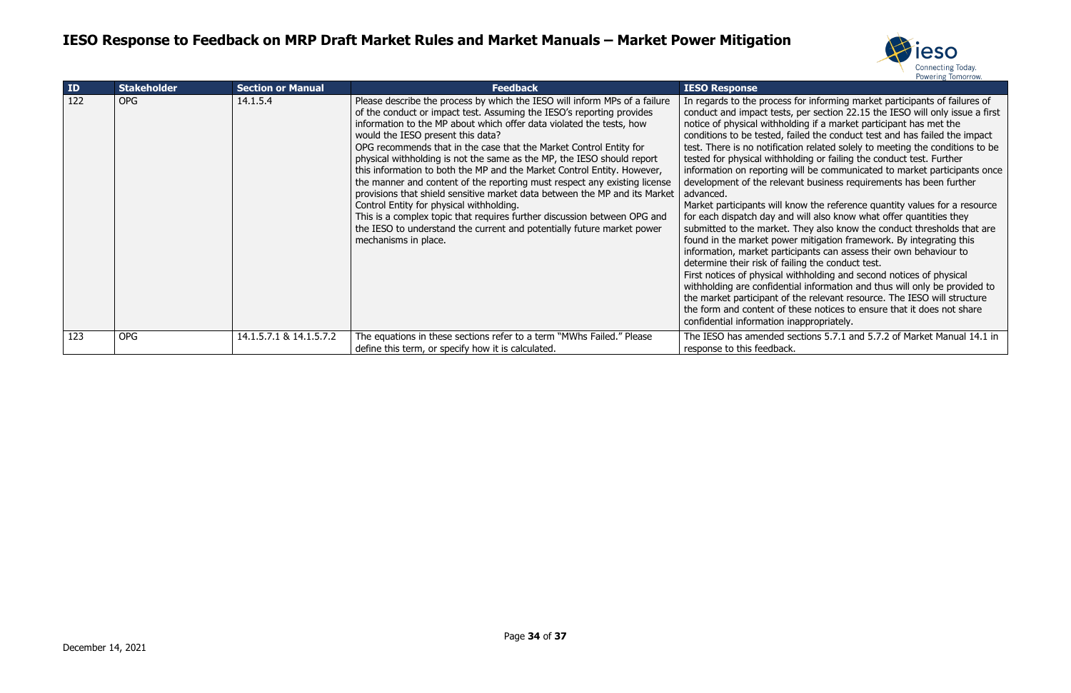# IESO Response to Feedback on MRP Draft Market Rules and Market Manuals – Market Power Mitigation

| ID | Stakeholder | Section or Manual | Feedback | IESO Response |
|---|---|---|---|---|
| 122 | OPG | 14.1.5.4 | Please describe the process by which the IESO will inform MPs of a failure of the conduct or impact test. Assuming the IESO's reporting provides information to the MP about which offer data violated the tests, how would the IESO present this data?<br>OPG recommends that in the case that the Market Control Entity for physical withholding is not the same as the MP, the IESO should report this information to both the MP and the Market Control Entity. However, the manner and content of the reporting must respect any existing license provisions that shield sensitive market data between the MP and its Market Control Entity for physical withholding.<br>This is a complex topic that requires further discussion between OPG and the IESO to understand the current and potentially future market power mechanisms in place. | In regards to the process for informing market participants of failures of conduct and impact tests, per section 22.15 the IESO will only issue a first notice of physical withholding if a market participant has met the conditions to be tested, failed the conduct test and has failed the impact test. There is no notification related solely to meeting the conditions to be tested for physical withholding or failing the conduct test. Further information on reporting will be communicated to market participants once development of the relevant business requirements has been further advanced.<br>Market participants will know the reference quantity values for a resource for each dispatch day and will also know what offer quantities they submitted to the market. They also know the conduct thresholds that are found in the market power mitigation framework. By integrating this information, market participants can assess their own behaviour to determine their risk of failing the conduct test.<br>First notices of physical withholding and second notices of physical withholding are confidential information and thus will only be provided to the market participant of the relevant resource. The IESO will structure the form and content of these notices to ensure that it does not share confidential information inappropriately. |
| 123 | OPG | 14.1.5.7.1 & 14.1.5.7.2 | The equations in these sections refer to a term "MWhs Failed." Please define this term, or specify how it is calculated. | The IESO has amended sections 5.7.1 and 5.7.2 of Market Manual 14.1 in response to this feedback. |

December 14, 2021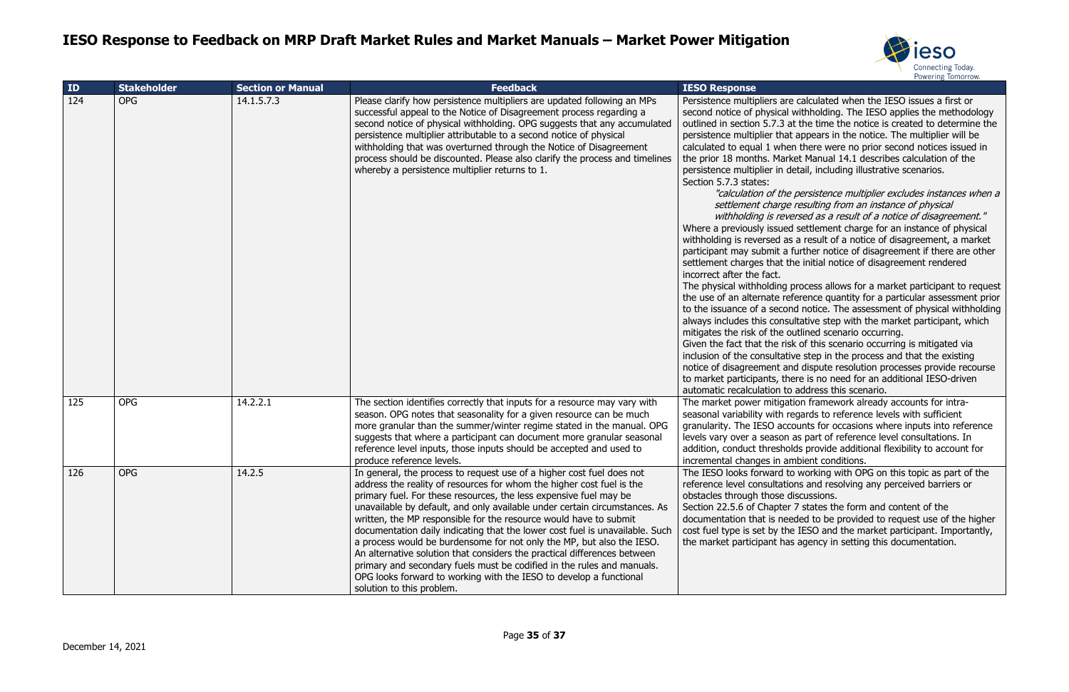# IESO Response to Feedback on MRP Draft Market Rules and Market Manuals – Market Power Mitigation

| ID | Stakeholder | Section or Manual | Feedback | IESO Response |
|---|---|---|---|---|
| 124 | OPG | 14.1.5.7.3 | Please clarify how persistence multipliers are updated following an MPs successful appeal to the Notice of Disagreement process regarding a second notice of physical withholding. OPG suggests that any accumulated persistence multiplier attributable to a second notice of physical withholding that was overturned through the Notice of Disagreement process should be discounted. Please also clarify the process and timelines whereby a persistence multiplier returns to 1. | Persistence multipliers are calculated when the IESO issues a first or second notice of physical withholding. The IESO applies the methodology outlined in section 5.7.3 at the time the notice is created to determine the persistence multiplier that appears in the notice. The multiplier will be calculated to equal 1 when there were no prior second notices issued in the prior 18 months. Market Manual 14.1 describes calculation of the persistence multiplier in detail, including illustrative scenarios.<br>Section 5.7.3 states:<br>*"calculation of the persistence multiplier excludes instances when a settlement charge resulting from an instance of physical withholding is reversed as a result of a notice of disagreement."*<br>Where a previously issued settlement charge for an instance of physical withholding is reversed as a result of a notice of disagreement, a market participant may submit a further notice of disagreement if there are other settlement charges that the initial notice of disagreement rendered incorrect after the fact.<br>The physical withholding process allows for a market participant to request the use of an alternate reference quantity for a particular assessment prior to the issuance of a second notice. The assessment of physical withholding always includes this consultative step with the market participant, which mitigates the risk of the outlined scenario occurring.<br>Given the fact that the risk of this scenario occurring is mitigated via inclusion of the consultative step in the process and that the existing notice of disagreement and dispute resolution processes provide recourse to market participants, there is no need for an additional IESO-driven automatic recalculation to address this scenario. |
| 125 | OPG | 14.2.2.1 | The section identifies correctly that inputs for a resource may vary with season. OPG notes that seasonality for a given resource can be much more granular than the summer/winter regime stated in the manual. OPG suggests that where a participant can document more granular seasonal reference level inputs, those inputs should be accepted and used to produce reference levels. | The market power mitigation framework already accounts for intra-seasonal variability with regards to reference levels with sufficient granularity. The IESO accounts for occasions where inputs into reference levels vary over a season as part of reference level consultations. In addition, conduct thresholds provide additional flexibility to account for incremental changes in ambient conditions. |
| 126 | OPG | 14.2.5 | In general, the process to request use of a higher cost fuel does not address the reality of resources for whom the higher cost fuel is the primary fuel. For these resources, the less expensive fuel may be unavailable by default, and only available under certain circumstances. As written, the MP responsible for the resource would have to submit documentation daily indicating that the lower cost fuel is unavailable. Such a process would be burdensome for not only the MP, but also the IESO. An alternative solution that considers the practical differences between primary and secondary fuels must be codified in the rules and manuals. OPG looks forward to working with the IESO to develop a functional solution to this problem. | The IESO looks forward to working with OPG on this topic as part of the reference level consultations and resolving any perceived barriers or obstacles through those discussions.<br>Section 22.5.6 of Chapter 7 states the form and content of the documentation that is needed to be provided to request use of the higher cost fuel type is set by the IESO and the market participant. Importantly, the market participant has agency in setting this documentation. |

December 14, 2021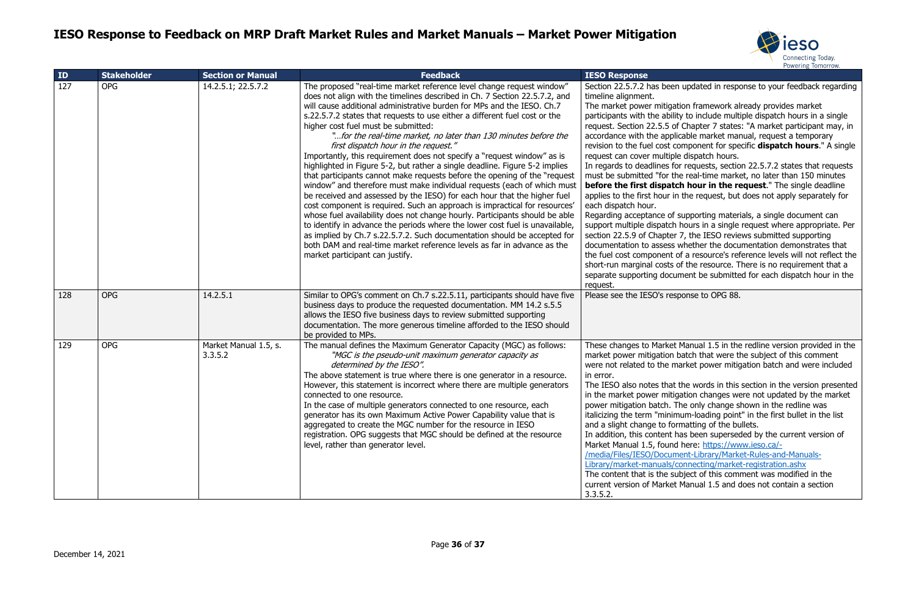# IESO Response to Feedback on MRP Draft Market Rules and Market Manuals – Market Power Mitigation

| ID | Stakeholder | Section or Manual | Feedback | IESO Response |
|---|---|---|---|---|
| 127 | OPG | 14.2.5.1; 22.5.7.2 | The proposed "real-time market reference level change request window" does not align with the timelines described in Ch. 7 Section 22.5.7.2, and will cause additional administrative burden for MPs and the IESO. Ch.7 s.22.5.7.2 states that requests to use either a different fuel cost or the higher cost fuel must be submitted:<br>*"…for the real-time market, no later than 130 minutes before the first dispatch hour in the request."*<br>Importantly, this requirement does not specify a "request window" as is highlighted in Figure 5-2, but rather a single deadline. Figure 5-2 implies that participants cannot make requests before the opening of the "request window" and therefore must make individual requests (each of which must be received and assessed by the IESO) for each hour that the higher fuel cost component is required. Such an approach is impractical for resources' whose fuel availability does not change hourly. Participants should be able to identify in advance the periods where the lower cost fuel is unavailable, as implied by Ch.7 s.22.5.7.2. Such documentation should be accepted for both DAM and real-time market reference levels as far in advance as the market participant can justify. | Section 22.5.7.2 has been updated in response to your feedback regarding timeline alignment.<br>The market power mitigation framework already provides market participants with the ability to include multiple dispatch hours in a single request. Section 22.5.5 of Chapter 7 states: "A market participant may, in accordance with the applicable market manual, request a temporary revision to the fuel cost component for specific **dispatch hours**." A single request can cover multiple dispatch hours.<br>In regards to deadlines for requests, section 22.5.7.2 states that requests must be submitted "for the real-time market, no later than 150 minutes **before the first dispatch hour in the request**." The single deadline applies to the first hour in the request, but does not apply separately for each dispatch hour.<br>Regarding acceptance of supporting materials, a single document can support multiple dispatch hours in a single request where appropriate. Per section 22.5.9 of Chapter 7, the IESO reviews submitted supporting documentation to assess whether the documentation demonstrates that the fuel cost component of a resource's reference levels will not reflect the short-run marginal costs of the resource. There is no requirement that a separate supporting document be submitted for each dispatch hour in the request. |
| 128 | OPG | 14.2.5.1 | Similar to OPG's comment on Ch.7 s.22.5.11, participants should have five business days to produce the requested documentation. MM 14.2 s.5.5 allows the IESO five business days to review submitted supporting documentation. The more generous timeline afforded to the IESO should be provided to MPs. | Please see the IESO's response to OPG 88. |
| 129 | OPG | Market Manual 1.5, s. 3.3.5.2 | The manual defines the Maximum Generator Capacity (MGC) as follows:<br>*"MGC is the pseudo-unit maximum generator capacity as determined by the IESO".*<br>The above statement is true where there is one generator in a resource. However, this statement is incorrect where there are multiple generators connected to one resource.<br>In the case of multiple generators connected to one resource, each generator has its own Maximum Active Power Capability value that is aggregated to create the MGC number for the resource in IESO registration. OPG suggests that MGC should be defined at the resource level, rather than generator level. | These changes to Market Manual 1.5 in the redline version provided in the market power mitigation batch that were the subject of this comment were not related to the market power mitigation batch and were included in error.<br>The IESO also notes that the words in this section in the version presented in the market power mitigation changes were not updated by the market power mitigation batch. The only change shown in the redline was italicizing the term "minimum-loading point" in the first bullet in the list and a slight change to formatting of the bullets.<br>In addition, this content has been superseded by the current version of Market Manual 1.5, found here: https://www.ieso.ca/-/media/Files/IESO/Document-Library/Market-Rules-and-Manuals-Library/market-manuals/connecting/market-registration.ashx<br>The content that is the subject of this comment was modified in the current version of Market Manual 1.5 and does not contain a section 3.3.5.2. |

December 14, 2021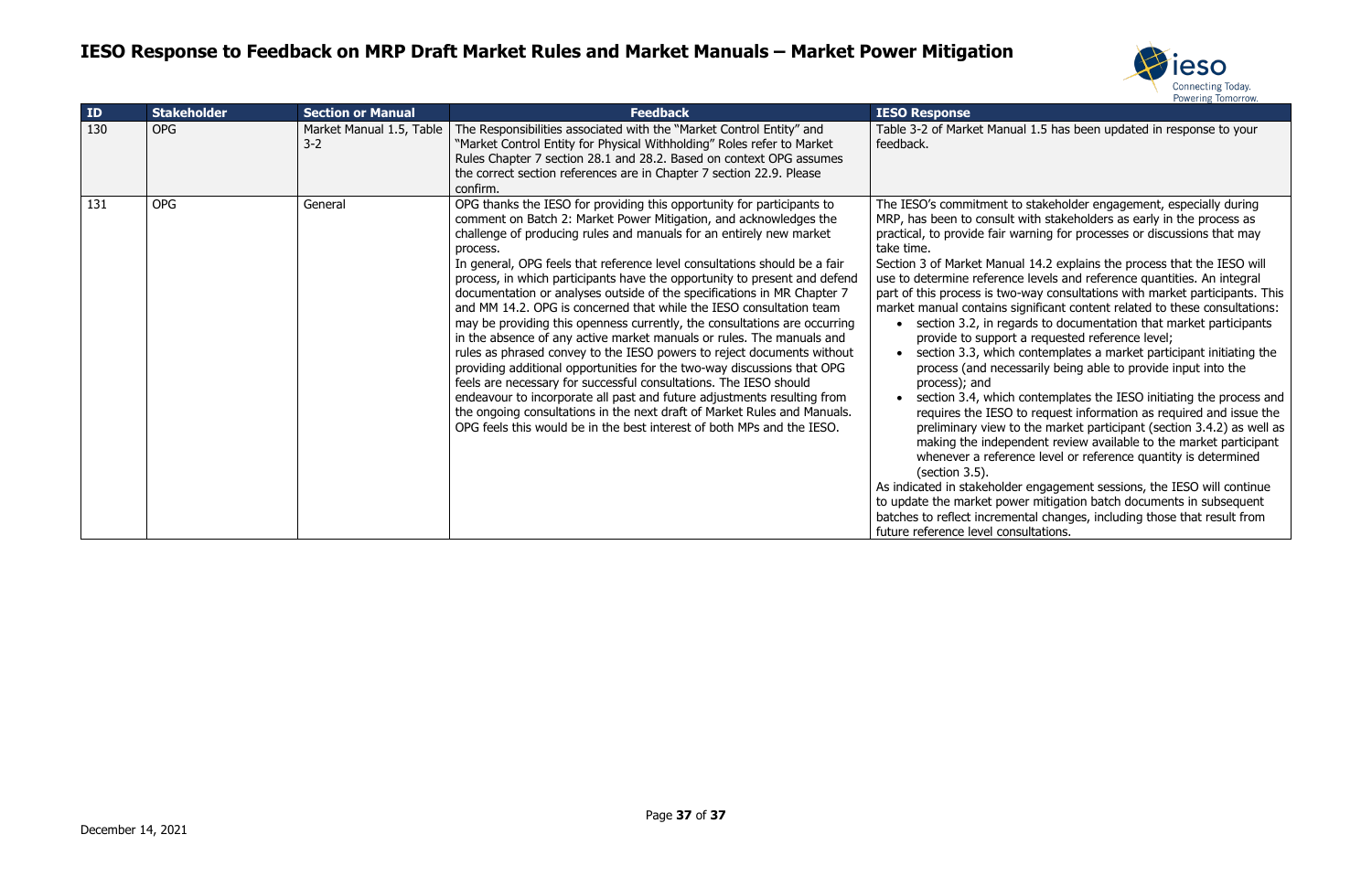# IESO Response to Feedback on MRP Draft Market Rules and Market Manuals – Market Power Mitigation

| ID | Stakeholder | Section or Manual | Feedback | IESO Response |
|---|---|---|---|---|
| 130 | OPG | Market Manual 1.5, Table 3-2 | The Responsibilities associated with the "Market Control Entity" and "Market Control Entity for Physical Withholding" Roles refer to Market Rules Chapter 7 section 28.1 and 28.2. Based on context OPG assumes the correct section references are in Chapter 7 section 22.9. Please confirm. | Table 3-2 of Market Manual 1.5 has been updated in response to your feedback. |
| 131 | OPG | General | OPG thanks the IESO for providing this opportunity for participants to comment on Batch 2: Market Power Mitigation, and acknowledges the challenge of producing rules and manuals for an entirely new market process.<br>In general, OPG feels that reference level consultations should be a fair process, in which participants have the opportunity to present and defend documentation or analyses outside of the specifications in MR Chapter 7 and MM 14.2. OPG is concerned that while the IESO consultation team may be providing this openness currently, the consultations are occurring in the absence of any active market manuals or rules. The manuals and rules as phrased convey to the IESO powers to reject documents without providing additional opportunities for the two-way discussions that OPG feels are necessary for successful consultations. The IESO should endeavour to incorporate all past and future adjustments resulting from the ongoing consultations in the next draft of Market Rules and Manuals. OPG feels this would be in the best interest of both MPs and the IESO. | The IESO's commitment to stakeholder engagement, especially during MRP, has been to consult with stakeholders as early in the process as practical, to provide fair warning for processes or discussions that may take time.<br>Section 3 of Market Manual 14.2 explains the process that the IESO will use to determine reference levels and reference quantities. An integral part of this process is two-way consultations with market participants. This market manual contains significant content related to these consultations:<br>• section 3.2, in regards to documentation that market participants provide to support a requested reference level;<br>• section 3.3, which contemplates a market participant initiating the process (and necessarily being able to provide input into the process); and<br>• section 3.4, which contemplates the IESO initiating the process and requires the IESO to request information as required and issue the preliminary view to the market participant (section 3.4.2) as well as making the independent review available to the market participant whenever a reference level or reference quantity is determined (section 3.5).<br>As indicated in stakeholder engagement sessions, the IESO will continue to update the market power mitigation batch documents in subsequent batches to reflect incremental changes, including those that result from future reference level consultations. |

December 14, 2021